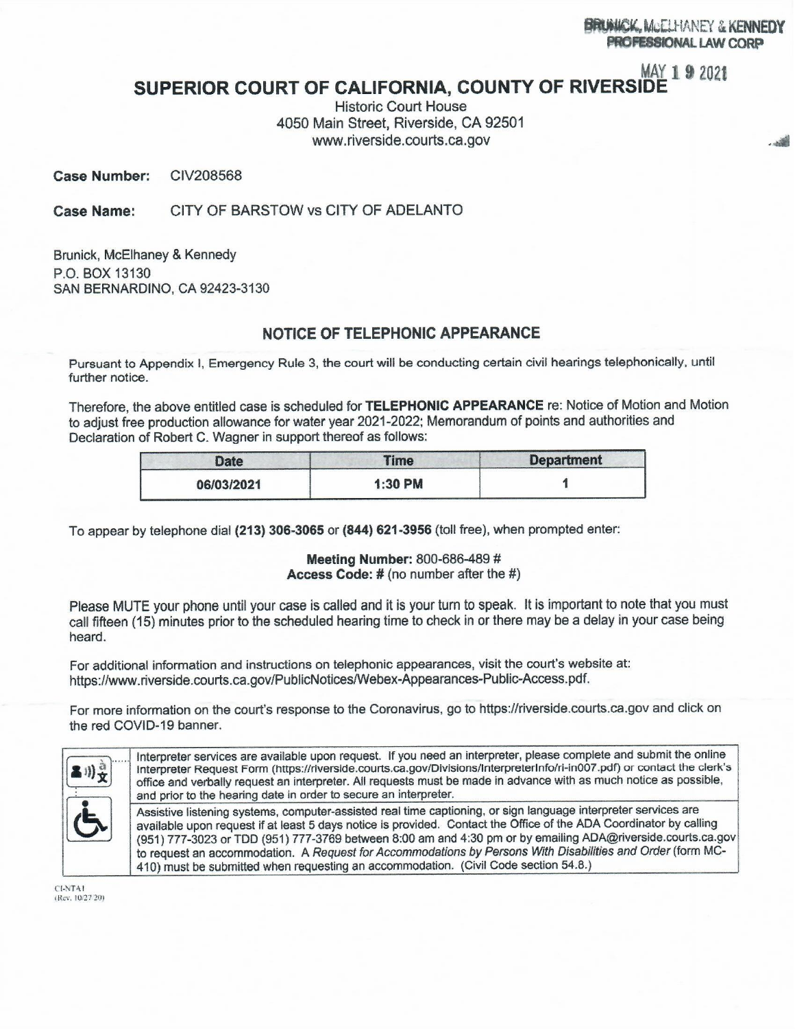BRUNICK, McELHANEY & KENNEDY
PROFESSIONAL LAW CORP

MAY 1 9 2021

# SUPERIOR COURT OF CALIFORNIA, COUNTY OF RIVERSIDE

Historic Court House
4050 Main Street, Riverside, CA 92501
www.riverside.courts.ca.gov

**Case Number:** CIV208568

**Case Name:** CITY OF BARSTOW vs CITY OF ADELANTO

Brunick, McElhaney & Kennedy
P.O. BOX 13130
SAN BERNARDINO, CA 92423-3130

## NOTICE OF TELEPHONIC APPEARANCE

Pursuant to Appendix I, Emergency Rule 3, the court will be conducting certain civil hearings telephonically, until further notice.

Therefore, the above entitled case is scheduled for **TELEPHONIC APPEARANCE** re: Notice of Motion and Motion to adjust free production allowance for water year 2021-2022; Memorandum of points and authorities and Declaration of Robert C. Wagner in support thereof as follows:

| Date | Time | Department |
|---|---|---|
| 06/03/2021 | 1:30 PM | 1 |

To appear by telephone dial **(213) 306-3065** or **(844) 621-3956** (toll free), when prompted enter:

**Meeting Number:** 800-686-489 #
**Access Code: #** (no number after the #)

Please MUTE your phone until your case is called and it is your turn to speak. It is important to note that you must call fifteen (15) minutes prior to the scheduled hearing time to check in or there may be a delay in your case being heard.

For additional information and instructions on telephonic appearances, visit the court's website at: https://www.riverside.courts.ca.gov/PublicNotices/Webex-Appearances-Public-Access.pdf.

For more information on the court's response to the Coronavirus, go to https://riverside.courts.ca.gov and click on the red COVID-19 banner.

Interpreter services are available upon request. If you need an interpreter, please complete and submit the online Interpreter Request Form (https://riverside.courts.ca.gov/Divisions/InterpreterInfo/ri-in007.pdf) or contact the clerk's office and verbally request an interpreter. All requests must be made in advance with as much notice as possible, and prior to the hearing date in order to secure an interpreter.

Assistive listening systems, computer-assisted real time captioning, or sign language interpreter services are available upon request if at least 5 days notice is provided. Contact the Office of the ADA Coordinator by calling (951) 777-3023 or TDD (951) 777-3769 between 8:00 am and 4:30 pm or by emailing ADA@riverside.courts.ca.gov to request an accommodation. A *Request for Accommodations by Persons With Disabilities and Order* (form MC-410) must be submitted when requesting an accommodation. (Civil Code section 54.8.)

CI-NTA1
(Rev. 10/27/20)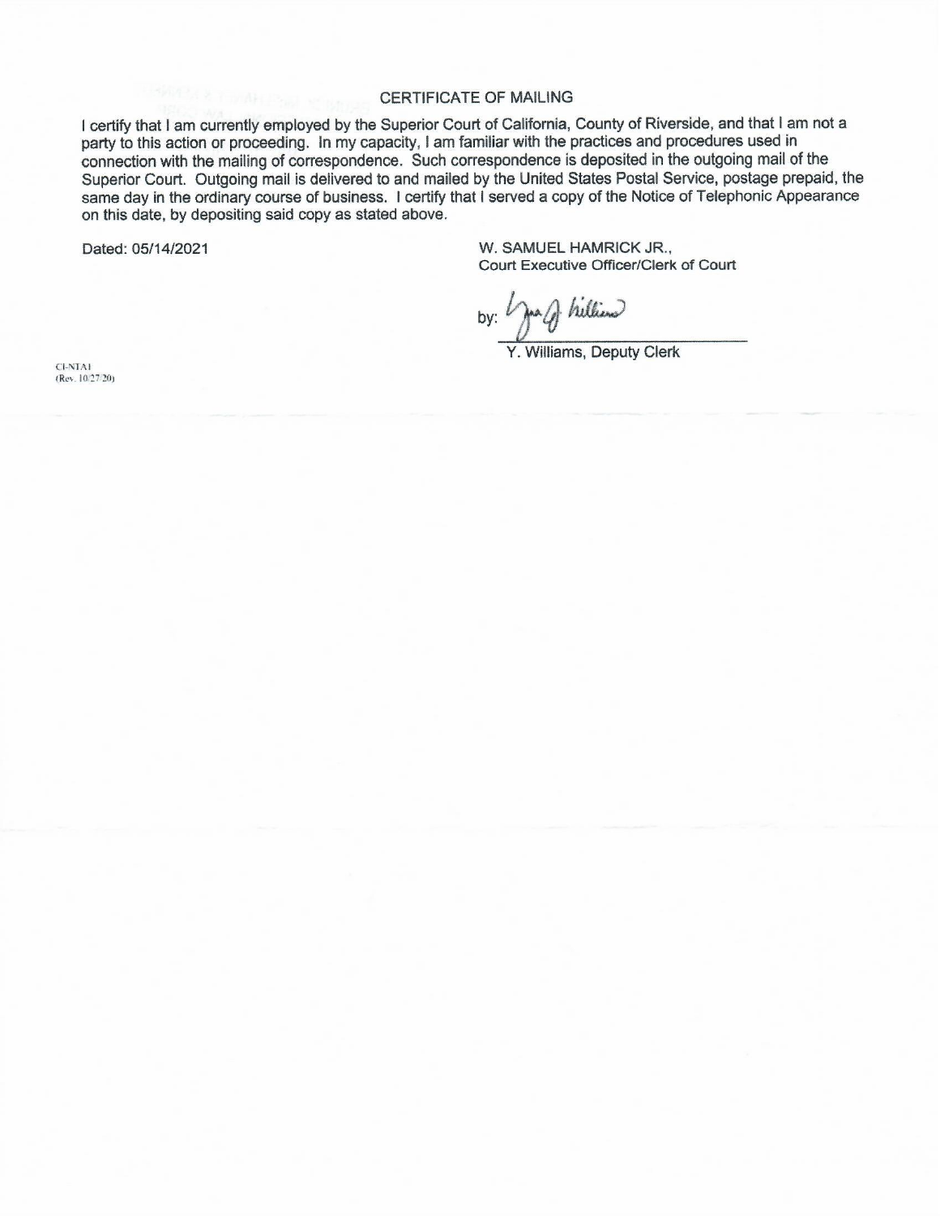## CERTIFICATE OF MAILING

I certify that I am currently employed by the Superior Court of California, County of Riverside, and that I am not a party to this action or proceeding. In my capacity, I am familiar with the practices and procedures used in connection with the mailing of correspondence. Such correspondence is deposited in the outgoing mail of the Superior Court. Outgoing mail is delivered to and mailed by the United States Postal Service, postage prepaid, the same day in the ordinary course of business. I certify that I served a copy of the Notice of Telephonic Appearance on this date, by depositing said copy as stated above.

Dated: 05/14/2021

W. SAMUEL HAMRICK JR.,
Court Executive Officer/Clerk of Court

by: *[signature]*

Y. Williams, Deputy Clerk

CI-NTA1
(Rev. 10/27/20)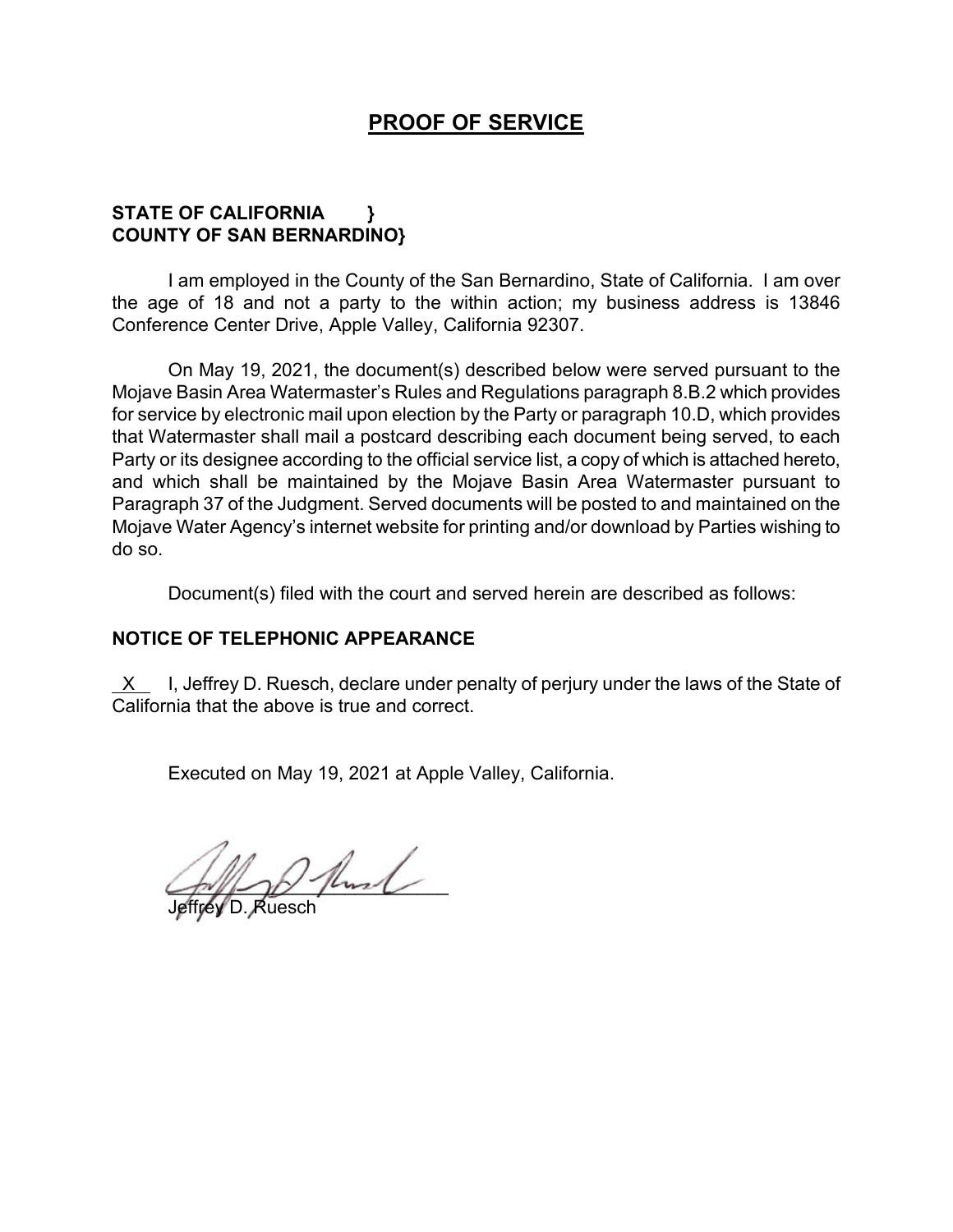# PROOF OF SERVICE

**STATE OF CALIFORNIA }**
**COUNTY OF SAN BERNARDINO}**

I am employed in the County of the San Bernardino, State of California. I am over the age of 18 and not a party to the within action; my business address is 13846 Conference Center Drive, Apple Valley, California 92307.

On May 19, 2021, the document(s) described below were served pursuant to the Mojave Basin Area Watermaster's Rules and Regulations paragraph 8.B.2 which provides for service by electronic mail upon election by the Party or paragraph 10.D, which provides that Watermaster shall mail a postcard describing each document being served, to each Party or its designee according to the official service list, a copy of which is attached hereto, and which shall be maintained by the Mojave Basin Area Watermaster pursuant to Paragraph 37 of the Judgment. Served documents will be posted to and maintained on the Mojave Water Agency's internet website for printing and/or download by Parties wishing to do so.

Document(s) filed with the court and served herein are described as follows:

**NOTICE OF TELEPHONIC APPEARANCE**

X I, Jeffrey D. Ruesch, declare under penalty of perjury under the laws of the State of California that the above is true and correct.

Executed on May 19, 2021 at Apple Valley, California.

Jeffrey D. Ruesch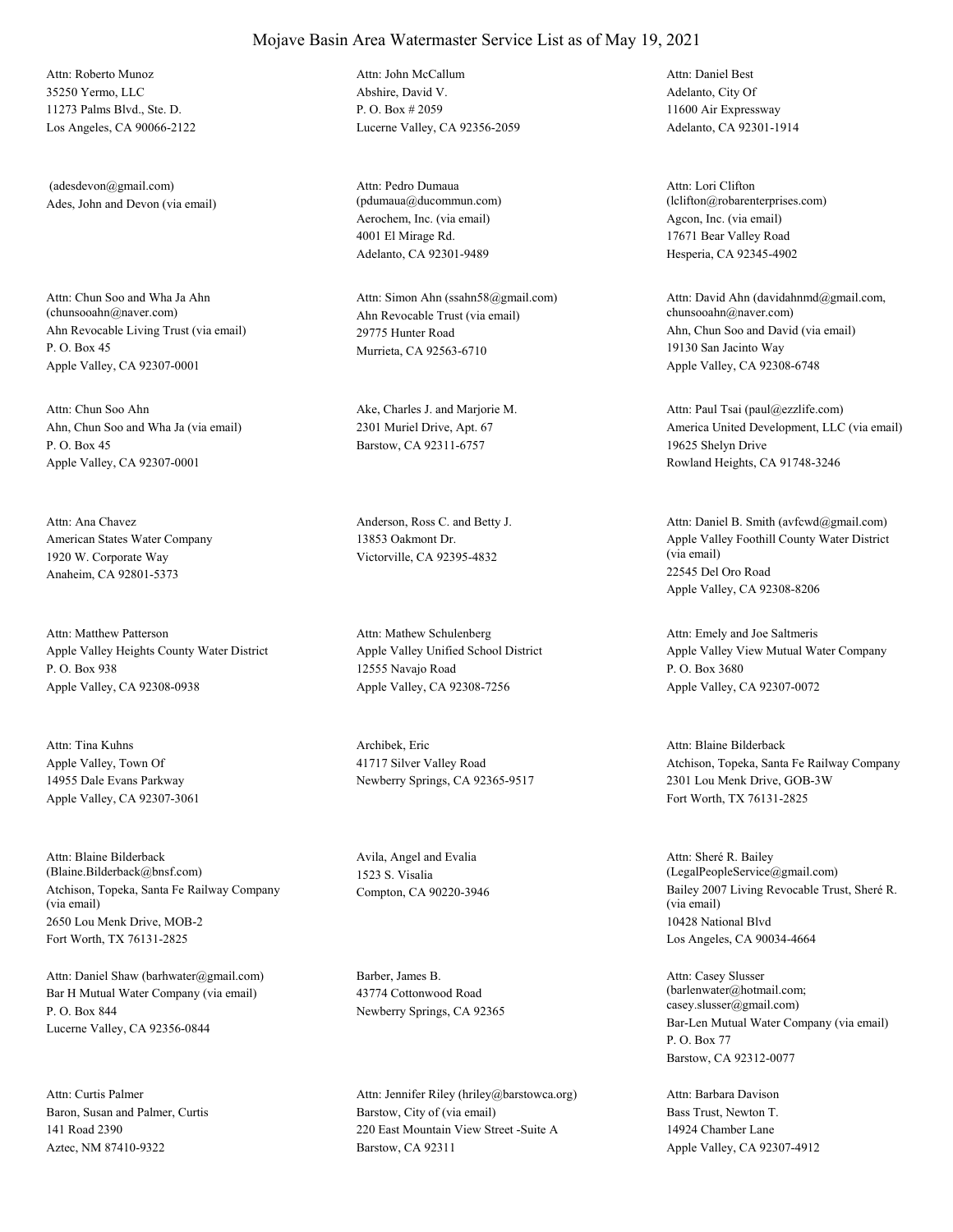# Mojave Basin Area Watermaster Service List as of May 19, 2021

Attn: Roberto Munoz
35250 Yermo, LLC
11273 Palms Blvd., Ste. D.
Los Angeles, CA 90066-2122

Attn: John McCallum
Abshire, David V.
P. O. Box # 2059
Lucerne Valley, CA 92356-2059

Attn: Daniel Best
Adelanto, City Of
11600 Air Expressway
Adelanto, CA 92301-1914

(adesdevon@gmail.com)
Ades, John and Devon (via email)

Attn: Pedro Dumaua
(pdumaua@ducommun.com)
Aerochem, Inc. (via email)
4001 El Mirage Rd.
Adelanto, CA 92301-9489

Attn: Lori Clifton
(lclifton@robarenterprises.com)
Agcon, Inc. (via email)
17671 Bear Valley Road
Hesperia, CA 92345-4902

Attn: Chun Soo and Wha Ja Ahn
(chunsooahn@naver.com)
Ahn Revocable Living Trust (via email)
P. O. Box 45
Apple Valley, CA 92307-0001

Attn: Simon Ahn (ssahn58@gmail.com)
Ahn Revocable Trust (via email)
29775 Hunter Road
Murrieta, CA 92563-6710

Attn: David Ahn (davidahnmd@gmail.com, chunsooahn@naver.com)
Ahn, Chun Soo and David (via email)
19130 San Jacinto Way
Apple Valley, CA 92308-6748

Attn: Chun Soo Ahn
Ahn, Chun Soo and Wha Ja (via email)
P. O. Box 45
Apple Valley, CA 92307-0001

Ake, Charles J. and Marjorie M.
2301 Muriel Drive, Apt. 67
Barstow, CA 92311-6757

Attn: Paul Tsai (paul@ezzlife.com)
America United Development, LLC (via email)
19625 Shelyn Drive
Rowland Heights, CA 91748-3246

Attn: Ana Chavez
American States Water Company
1920 W. Corporate Way
Anaheim, CA 92801-5373

Anderson, Ross C. and Betty J.
13853 Oakmont Dr.
Victorville, CA 92395-4832

Attn: Daniel B. Smith (avfcwd@gmail.com)
Apple Valley Foothill County Water District (via email)
22545 Del Oro Road
Apple Valley, CA 92308-8206

Attn: Matthew Patterson
Apple Valley Heights County Water District
P. O. Box 938
Apple Valley, CA 92308-0938

Attn: Mathew Schulenberg
Apple Valley Unified School District
12555 Navajo Road
Apple Valley, CA 92308-7256

Attn: Emely and Joe Saltmeris
Apple Valley View Mutual Water Company
P. O. Box 3680
Apple Valley, CA 92307-0072

Attn: Tina Kuhns
Apple Valley, Town Of
14955 Dale Evans Parkway
Apple Valley, CA 92307-3061

Archibek, Eric
41717 Silver Valley Road
Newberry Springs, CA 92365-9517

Attn: Blaine Bilderback
Atchison, Topeka, Santa Fe Railway Company
2301 Lou Menk Drive, GOB-3W
Fort Worth, TX 76131-2825

Attn: Blaine Bilderback
(Blaine.Bilderback@bnsf.com)
Atchison, Topeka, Santa Fe Railway Company (via email)
2650 Lou Menk Drive, MOB-2
Fort Worth, TX 76131-2825

Avila, Angel and Evalia
1523 S. Visalia
Compton, CA 90220-3946

Attn: Sheré R. Bailey
(LegalPeopleService@gmail.com)
Bailey 2007 Living Revocable Trust, Sheré R. (via email)
10428 National Blvd
Los Angeles, CA 90034-4664

Attn: Daniel Shaw (barhwater@gmail.com)
Bar H Mutual Water Company (via email)
P. O. Box 844
Lucerne Valley, CA 92356-0844

Barber, James B.
43774 Cottonwood Road
Newberry Springs, CA 92365

Attn: Casey Slusser
(barlenwater@hotmail.com; casey.slusser@gmail.com)
Bar-Len Mutual Water Company (via email)
P. O. Box 77
Barstow, CA 92312-0077

Attn: Curtis Palmer
Baron, Susan and Palmer, Curtis
141 Road 2390
Aztec, NM 87410-9322

Attn: Jennifer Riley (hriley@barstowca.org)
Barstow, City of (via email)
220 East Mountain View Street -Suite A
Barstow, CA 92311

Attn: Barbara Davison
Bass Trust, Newton T.
14924 Chamber Lane
Apple Valley, CA 92307-4912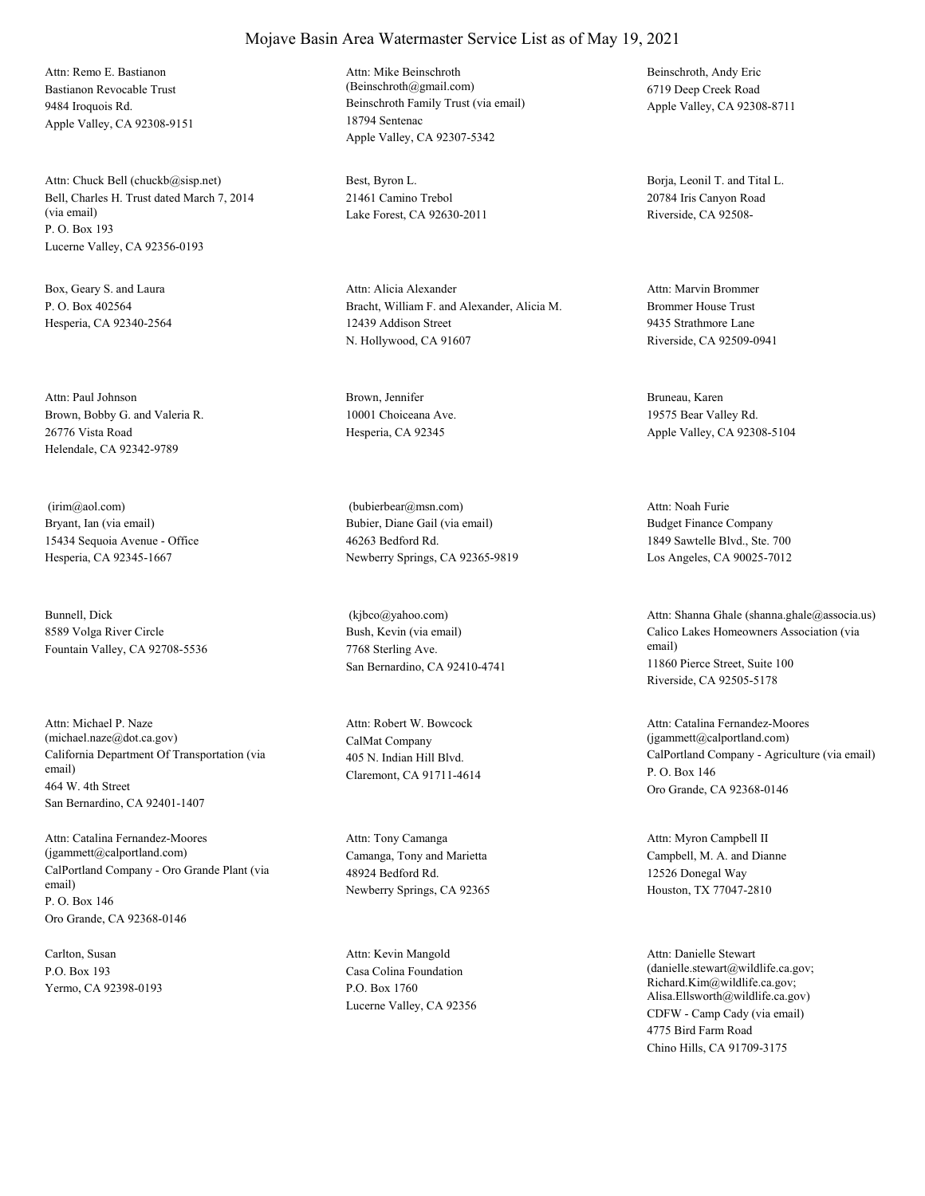# Mojave Basin Area Watermaster Service List as of May 19, 2021

Attn: Remo E. Bastianon
Bastianon Revocable Trust
9484 Iroquois Rd.
Apple Valley, CA 92308-9151

Attn: Mike Beinschroth
(Beinschroth@gmail.com)
Beinschroth Family Trust (via email)
18794 Sentenac
Apple Valley, CA 92307-5342

Beinschroth, Andy Eric
6719 Deep Creek Road
Apple Valley, CA 92308-8711

Attn: Chuck Bell (chuckb@sisp.net)
Bell, Charles H. Trust dated March 7, 2014 (via email)
P. O. Box 193
Lucerne Valley, CA 92356-0193

Best, Byron L.
21461 Camino Trebol
Lake Forest, CA 92630-2011

Borja, Leonil T. and Tital L.
20784 Iris Canyon Road
Riverside, CA 92508-

Box, Geary S. and Laura
P. O. Box 402564
Hesperia, CA 92340-2564

Attn: Alicia Alexander
Bracht, William F. and Alexander, Alicia M.
12439 Addison Street
N. Hollywood, CA 91607

Attn: Marvin Brommer
Brommer House Trust
9435 Strathmore Lane
Riverside, CA 92509-0941

Attn: Paul Johnson
Brown, Bobby G. and Valeria R.
26776 Vista Road
Helendale, CA 92342-9789

Brown, Jennifer
10001 Choiceana Ave.
Hesperia, CA 92345

Bruneau, Karen
19575 Bear Valley Rd.
Apple Valley, CA 92308-5104

(irim@aol.com)
Bryant, Ian (via email)
15434 Sequoia Avenue - Office
Hesperia, CA 92345-1667

(bubierbear@msn.com)
Bubier, Diane Gail (via email)
46263 Bedford Rd.
Newberry Springs, CA 92365-9819

Attn: Noah Furie
Budget Finance Company
1849 Sawtelle Blvd., Ste. 700
Los Angeles, CA 90025-7012

Bunnell, Dick
8589 Volga River Circle
Fountain Valley, CA 92708-5536

(kjbco@yahoo.com)
Bush, Kevin (via email)
7768 Sterling Ave.
San Bernardino, CA 92410-4741

Attn: Shanna Ghale (shanna.ghale@associa.us)
Calico Lakes Homeowners Association (via email)
11860 Pierce Street, Suite 100
Riverside, CA 92505-5178

Attn: Michael P. Naze
(michael.naze@dot.ca.gov)
California Department Of Transportation (via email)
464 W. 4th Street
San Bernardino, CA 92401-1407

Attn: Robert W. Bowcock
CalMat Company
405 N. Indian Hill Blvd.
Claremont, CA 91711-4614

Attn: Catalina Fernandez-Moores
(jgammett@calportland.com)
CalPortland Company - Agriculture (via email)
P. O. Box 146
Oro Grande, CA 92368-0146

Attn: Catalina Fernandez-Moores
(jgammett@calportland.com)
CalPortland Company - Oro Grande Plant (via email)
P. O. Box 146
Oro Grande, CA 92368-0146

Attn: Tony Camanga
Camanga, Tony and Marietta
48924 Bedford Rd.
Newberry Springs, CA 92365

Attn: Myron Campbell II
Campbell, M. A. and Dianne
12526 Donegal Way
Houston, TX 77047-2810

Carlton, Susan
P.O. Box 193
Yermo, CA 92398-0193

Attn: Kevin Mangold
Casa Colina Foundation
P.O. Box 1760
Lucerne Valley, CA 92356

Attn: Danielle Stewart
(danielle.stewart@wildlife.ca.gov;
Richard.Kim@wildlife.ca.gov;
Alisa.Ellsworth@wildlife.ca.gov)
CDFW - Camp Cady (via email)
4775 Bird Farm Road
Chino Hills, CA 91709-3175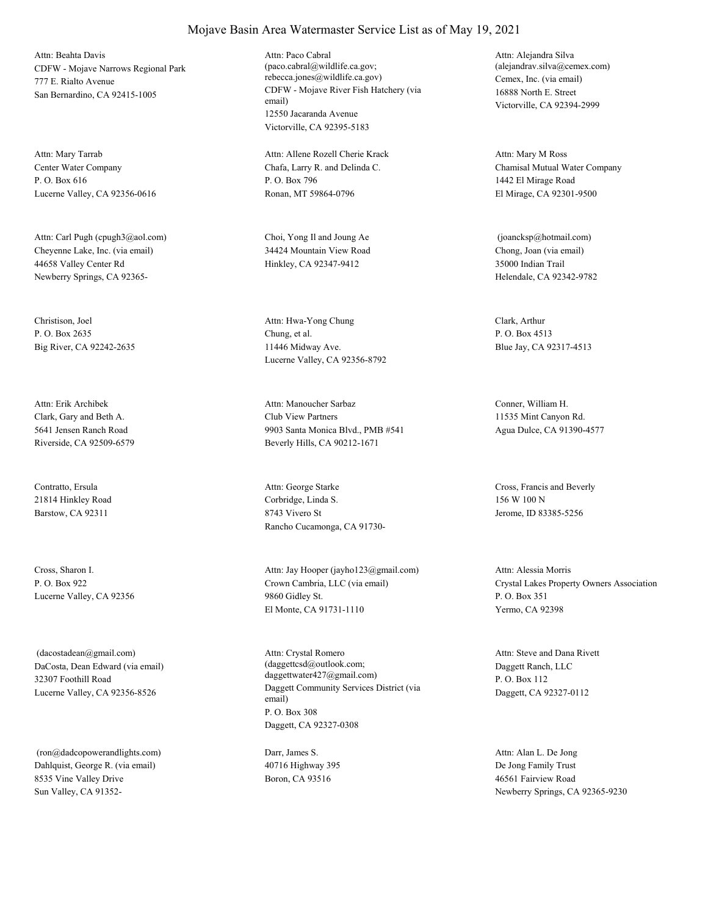# Mojave Basin Area Watermaster Service List as of May 19, 2021

Attn: Beahta Davis
CDFW - Mojave Narrows Regional Park
777 E. Rialto Avenue
San Bernardino, CA 92415-1005

Attn: Paco Cabral
(paco.cabral@wildlife.ca.gov; rebecca.jones@wildlife.ca.gov)
CDFW - Mojave River Fish Hatchery (via email)
12550 Jacaranda Avenue
Victorville, CA 92395-5183

Attn: Alejandra Silva
(alejandrav.silva@cemex.com)
Cemex, Inc. (via email)
16888 North E. Street
Victorville, CA 92394-2999

Attn: Mary Tarrab
Center Water Company
P. O. Box 616
Lucerne Valley, CA 92356-0616

Attn: Allene Rozell Cherie Krack
Chafa, Larry R. and Delinda C.
P. O. Box 796
Ronan, MT 59864-0796

Attn: Mary M Ross
Chamisal Mutual Water Company
1442 El Mirage Road
El Mirage, CA 92301-9500

Attn: Carl Pugh (cpugh3@aol.com)
Cheyenne Lake, Inc. (via email)
44658 Valley Center Rd
Newberry Springs, CA 92365-

Choi, Yong Il and Joung Ae
34424 Mountain View Road
Hinkley, CA 92347-9412

(joancksp@hotmail.com)
Chong, Joan (via email)
35000 Indian Trail
Helendale, CA 92342-9782

Christison, Joel
P. O. Box 2635
Big River, CA 92242-2635

Attn: Hwa-Yong Chung
Chung, et al.
11446 Midway Ave.
Lucerne Valley, CA 92356-8792

Clark, Arthur
P. O. Box 4513
Blue Jay, CA 92317-4513

Attn: Erik Archibek
Clark, Gary and Beth A.
5641 Jensen Ranch Road
Riverside, CA 92509-6579

Attn: Manoucher Sarbaz
Club View Partners
9903 Santa Monica Blvd., PMB #541
Beverly Hills, CA 90212-1671

Conner, William H.
11535 Mint Canyon Rd.
Agua Dulce, CA 91390-4577

Contratto, Ersula
21814 Hinkley Road
Barstow, CA 92311

Attn: George Starke
Corbridge, Linda S.
8743 Vivero St
Rancho Cucamonga, CA 91730-

Cross, Francis and Beverly
156 W 100 N
Jerome, ID 83385-5256

Cross, Sharon I.
P. O. Box 922
Lucerne Valley, CA 92356

Attn: Jay Hooper (jayho123@gmail.com)
Crown Cambria, LLC (via email)
9860 Gidley St.
El Monte, CA 91731-1110

Attn: Alessia Morris
Crystal Lakes Property Owners Association
P. O. Box 351
Yermo, CA 92398

(dacostadean@gmail.com)
DaCosta, Dean Edward (via email)
32307 Foothill Road
Lucerne Valley, CA 92356-8526

Attn: Crystal Romero
(daggettcsd@outlook.com; daggettwater427@gmail.com)
Daggett Community Services District (via email)
P. O. Box 308
Daggett, CA 92327-0308

Attn: Steve and Dana Rivett
Daggett Ranch, LLC
P. O. Box 112
Daggett, CA 92327-0112

(ron@dadcopowerandlights.com)
Dahlquist, George R. (via email)
8535 Vine Valley Drive
Sun Valley, CA 91352-

Darr, James S.
40716 Highway 395
Boron, CA 93516

Attn: Alan L. De Jong
De Jong Family Trust
46561 Fairview Road
Newberry Springs, CA 92365-9230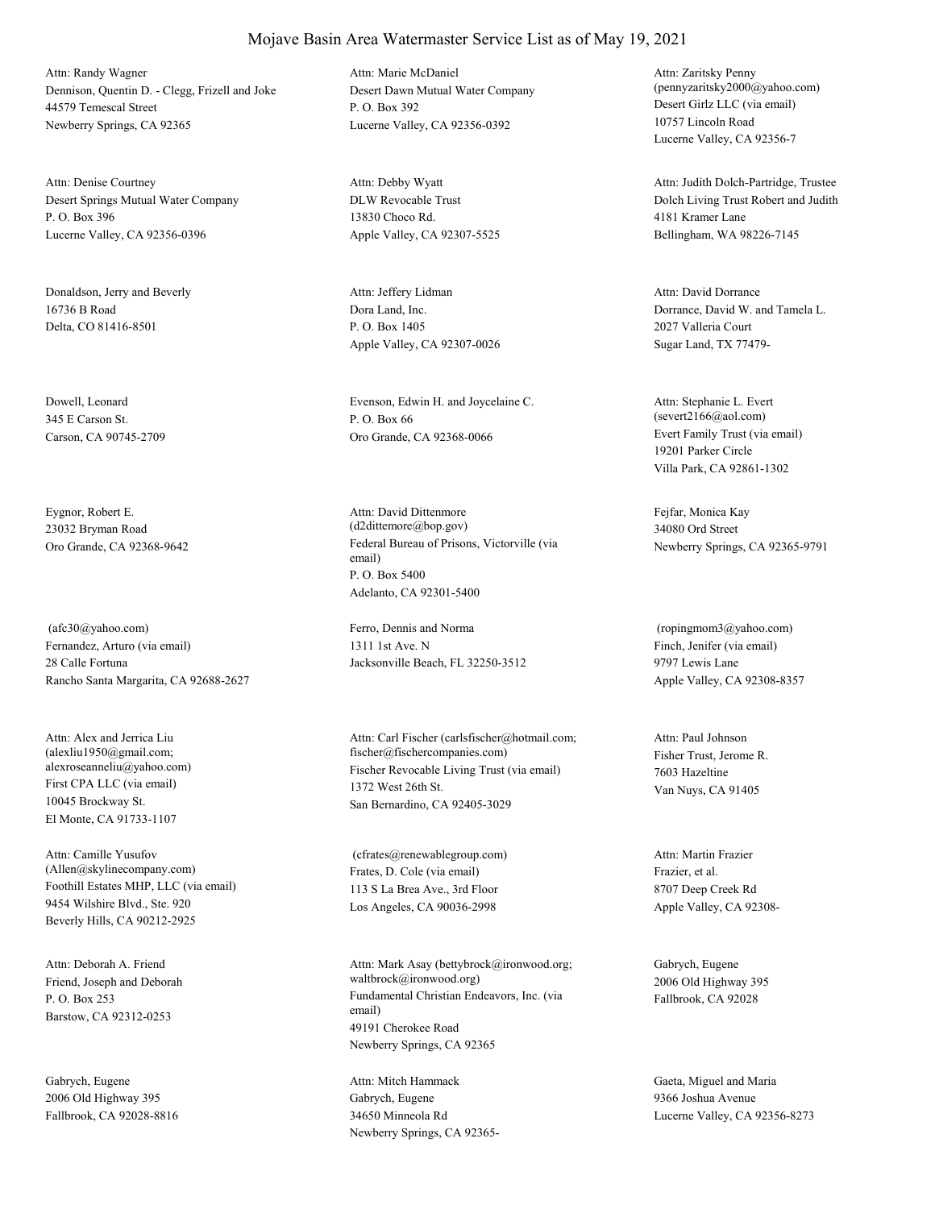# Mojave Basin Area Watermaster Service List as of May 19, 2021

Attn: Randy Wagner
Dennison, Quentin D. - Clegg, Frizell and Joke
44579 Temescal Street
Newberry Springs, CA 92365

Attn: Marie McDaniel
Desert Dawn Mutual Water Company
P. O. Box 392
Lucerne Valley, CA 92356-0392

Attn: Zaritsky Penny
(pennyzaritsky2000@yahoo.com)
Desert Girlz LLC (via email)
10757 Lincoln Road
Lucerne Valley, CA 92356-7

Attn: Denise Courtney
Desert Springs Mutual Water Company
P. O. Box 396
Lucerne Valley, CA 92356-0396

Attn: Debby Wyatt
DLW Revocable Trust
13830 Choco Rd.
Apple Valley, CA 92307-5525

Attn: Judith Dolch-Partridge, Trustee
Dolch Living Trust Robert and Judith
4181 Kramer Lane
Bellingham, WA 98226-7145

Donaldson, Jerry and Beverly
16736 B Road
Delta, CO 81416-8501

Attn: Jeffery Lidman
Dora Land, Inc.
P. O. Box 1405
Apple Valley, CA 92307-0026

Attn: David Dorrance
Dorrance, David W. and Tamela L.
2027 Valleria Court
Sugar Land, TX 77479-

Dowell, Leonard
345 E Carson St.
Carson, CA 90745-2709

Evenson, Edwin H. and Joycelaine C.
P. O. Box 66
Oro Grande, CA 92368-0066

Attn: Stephanie L. Evert
(severt2166@aol.com)
Evert Family Trust (via email)
19201 Parker Circle
Villa Park, CA 92861-1302

Eygnor, Robert E.
23032 Bryman Road
Oro Grande, CA 92368-9642

Attn: David Dittenmore
(d2dittemore@bop.gov)
Federal Bureau of Prisons, Victorville (via email)
P. O. Box 5400
Adelanto, CA 92301-5400

Fejfar, Monica Kay
34080 Ord Street
Newberry Springs, CA 92365-9791

(afc30@yahoo.com)
Fernandez, Arturo (via email)
28 Calle Fortuna
Rancho Santa Margarita, CA 92688-2627

Ferro, Dennis and Norma
1311 1st Ave. N
Jacksonville Beach, FL 32250-3512

(ropingmom3@yahoo.com)
Finch, Jenifer (via email)
9797 Lewis Lane
Apple Valley, CA 92308-8357

Attn: Alex and Jerrica Liu
(alexliu1950@gmail.com;
alexroseanneliu@yahoo.com)
First CPA LLC (via email)
10045 Brockway St.
El Monte, CA 91733-1107

Attn: Carl Fischer (carlsfischer@hotmail.com;
fischer@fischercompanies.com)
Fischer Revocable Living Trust (via email)
1372 West 26th St.
San Bernardino, CA 92405-3029

Attn: Paul Johnson
Fisher Trust, Jerome R.
7603 Hazeltine
Van Nuys, CA 91405

Attn: Camille Yusufov
(Allen@skylinecompany.com)
Foothill Estates MHP, LLC (via email)
9454 Wilshire Blvd., Ste. 920
Beverly Hills, CA 90212-2925

(cfrates@renewablegroup.com)
Frates, D. Cole (via email)
113 S La Brea Ave., 3rd Floor
Los Angeles, CA 90036-2998

Attn: Martin Frazier
Frazier, et al.
8707 Deep Creek Rd
Apple Valley, CA 92308-

Attn: Deborah A. Friend
Friend, Joseph and Deborah
P. O. Box 253
Barstow, CA 92312-0253

Attn: Mark Asay (bettybrock@ironwood.org;
waltbrock@ironwood.org)
Fundamental Christian Endeavors, Inc. (via email)
49191 Cherokee Road
Newberry Springs, CA 92365

Gabrych, Eugene
2006 Old Highway 395
Fallbrook, CA 92028

Gabrych, Eugene
2006 Old Highway 395
Fallbrook, CA 92028-8816

Attn: Mitch Hammack
Gabrych, Eugene
34650 Minneola Rd
Newberry Springs, CA 92365-

Gaeta, Miguel and Maria
9366 Joshua Avenue
Lucerne Valley, CA 92356-8273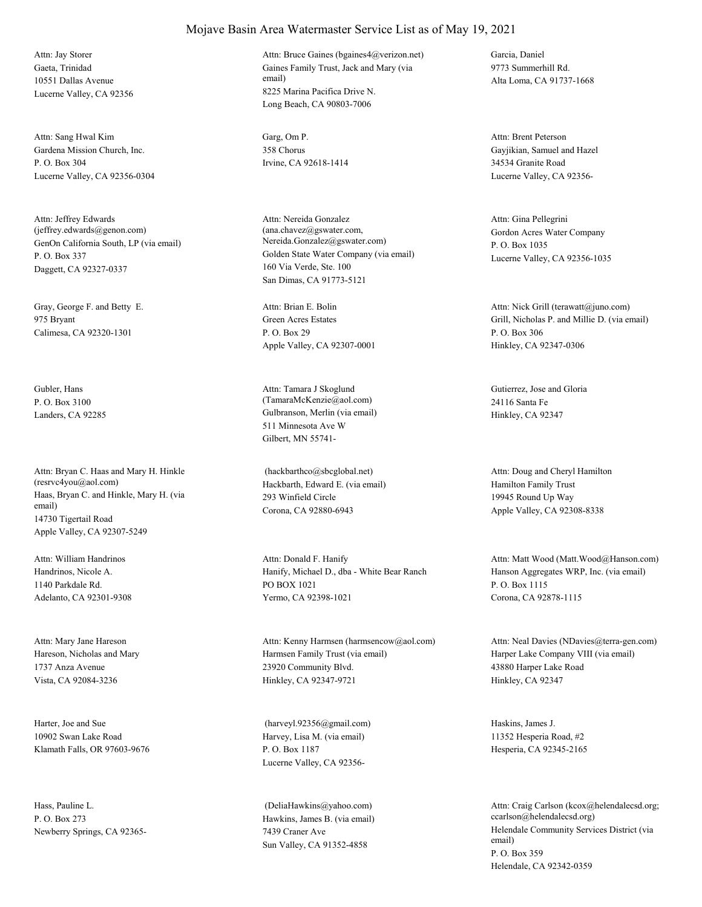# Mojave Basin Area Watermaster Service List as of May 19, 2021

Attn: Jay Storer
Gaeta, Trinidad
10551 Dallas Avenue
Lucerne Valley, CA 92356

Attn: Bruce Gaines (bgaines4@verizon.net)
Gaines Family Trust, Jack and Mary (via email)
8225 Marina Pacifica Drive N.
Long Beach, CA 90803-7006

Garcia, Daniel
9773 Summerhill Rd.
Alta Loma, CA 91737-1668

Attn: Sang Hwal Kim
Gardena Mission Church, Inc.
P. O. Box 304
Lucerne Valley, CA 92356-0304

Garg, Om P.
358 Chorus
Irvine, CA 92618-1414

Attn: Brent Peterson
Gayjikian, Samuel and Hazel
34534 Granite Road
Lucerne Valley, CA 92356-

Attn: Jeffrey Edwards (jeffrey.edwards@genon.com)
GenOn California South, LP (via email)
P. O. Box 337
Daggett, CA 92327-0337

Attn: Nereida Gonzalez (ana.chavez@gswater.com, Nereida.Gonzalez@gswater.com)
Golden State Water Company (via email)
160 Via Verde, Ste. 100
San Dimas, CA 91773-5121

Attn: Gina Pellegrini
Gordon Acres Water Company
P. O. Box 1035
Lucerne Valley, CA 92356-1035

Gray, George F. and Betty E.
975 Bryant
Calimesa, CA 92320-1301

Attn: Brian E. Bolin
Green Acres Estates
P. O. Box 29
Apple Valley, CA 92307-0001

Attn: Nick Grill (terawatt@juno.com)
Grill, Nicholas P. and Millie D. (via email)
P. O. Box 306
Hinkley, CA 92347-0306

Gubler, Hans
P. O. Box 3100
Landers, CA 92285

Attn: Tamara J Skoglund (TamaraMcKenzie@aol.com)
Gulbranson, Merlin (via email)
511 Minnesota Ave W
Gilbert, MN 55741-

Gutierrez, Jose and Gloria
24116 Santa Fe
Hinkley, CA 92347

Attn: Bryan C. Haas and Mary H. Hinkle (resrvc4you@aol.com)
Haas, Bryan C. and Hinkle, Mary H. (via email)
14730 Tigertail Road
Apple Valley, CA 92307-5249

(hackbarthco@sbcglobal.net)
Hackbarth, Edward E. (via email)
293 Winfield Circle
Corona, CA 92880-6943

Attn: Doug and Cheryl Hamilton
Hamilton Family Trust
19945 Round Up Way
Apple Valley, CA 92308-8338

Attn: William Handrinos
Handrinos, Nicole A.
1140 Parkdale Rd.
Adelanto, CA 92301-9308

Attn: Donald F. Hanify
Hanify, Michael D., dba - White Bear Ranch
PO BOX 1021
Yermo, CA 92398-1021

Attn: Matt Wood (Matt.Wood@Hanson.com)
Hanson Aggregates WRP, Inc. (via email)
P. O. Box 1115
Corona, CA 92878-1115

Attn: Mary Jane Hareson
Hareson, Nicholas and Mary
1737 Anza Avenue
Vista, CA 92084-3236

Attn: Kenny Harmsen (harmsencow@aol.com)
Harmsen Family Trust (via email)
23920 Community Blvd.
Hinkley, CA 92347-9721

Attn: Neal Davies (NDavies@terra-gen.com)
Harper Lake Company VIII (via email)
43880 Harper Lake Road
Hinkley, CA 92347

Harter, Joe and Sue
10902 Swan Lake Road
Klamath Falls, OR 97603-9676

(harveyl.92356@gmail.com)
Harvey, Lisa M. (via email)
P. O. Box 1187
Lucerne Valley, CA 92356-

Haskins, James J.
11352 Hesperia Road, #2
Hesperia, CA 92345-2165

Hass, Pauline L.
P. O. Box 273
Newberry Springs, CA 92365-

(DeliaHawkins@yahoo.com)
Hawkins, James B. (via email)
7439 Craner Ave
Sun Valley, CA 91352-4858

Attn: Craig Carlson (kcox@helendalecsd.org; ccarlson@helendalecsd.org)
Helendale Community Services District (via email)
P. O. Box 359
Helendale, CA 92342-0359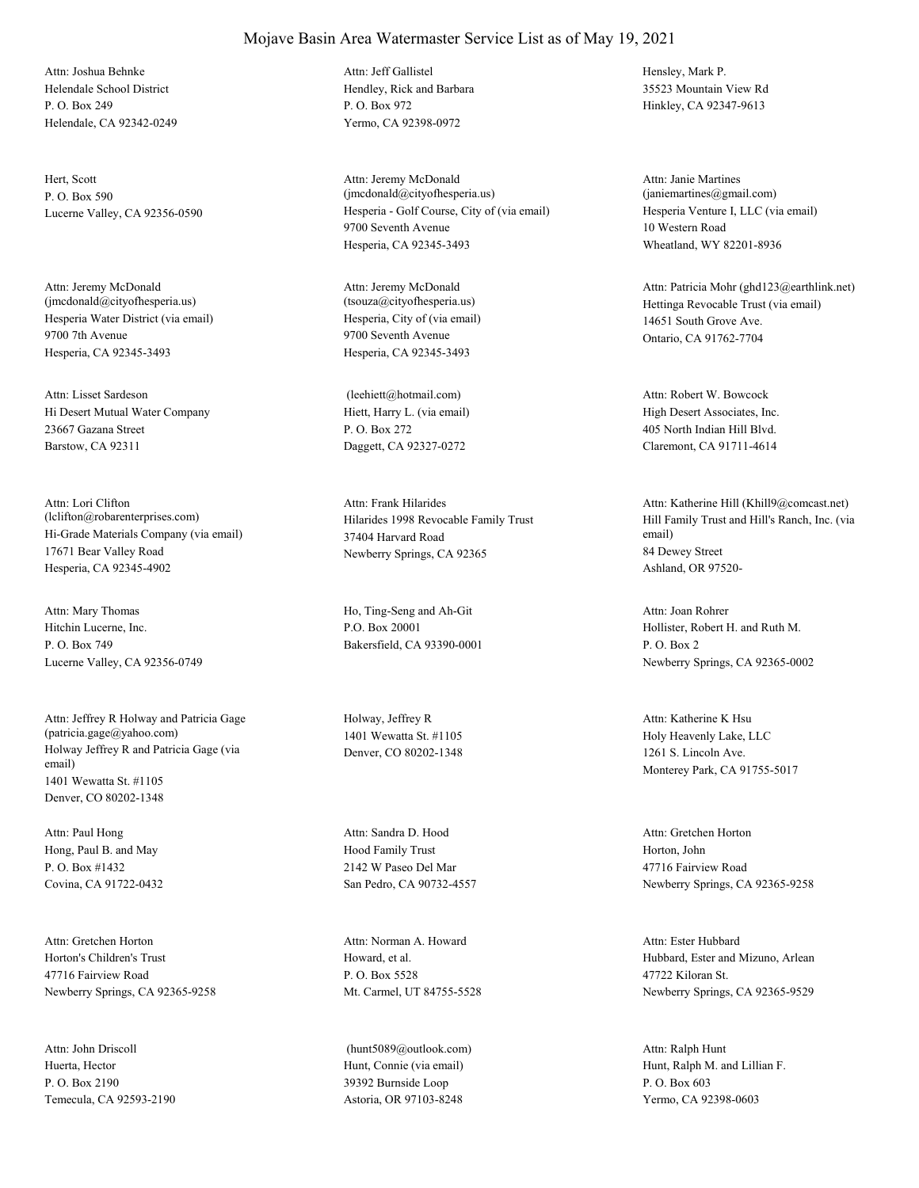# Mojave Basin Area Watermaster Service List as of May 19, 2021

Attn: Joshua Behnke
Helendale School District
P. O. Box 249
Helendale, CA 92342-0249

Attn: Jeff Gallistel
Hendley, Rick and Barbara
P. O. Box 972
Yermo, CA 92398-0972

Hensley, Mark P.
35523 Mountain View Rd
Hinkley, CA 92347-9613

Hert, Scott
P. O. Box 590
Lucerne Valley, CA 92356-0590

Attn: Jeremy McDonald
(jmcdonald@cityofhesperia.us)
Hesperia - Golf Course, City of (via email)
9700 Seventh Avenue
Hesperia, CA 92345-3493

Attn: Janie Martines
(janiemartines@gmail.com)
Hesperia Venture I, LLC (via email)
10 Western Road
Wheatland, WY 82201-8936

Attn: Jeremy McDonald
(jmcdonald@cityofhesperia.us)
Hesperia Water District (via email)
9700 7th Avenue
Hesperia, CA 92345-3493

Attn: Jeremy McDonald
(tsouza@cityofhesperia.us)
Hesperia, City of (via email)
9700 Seventh Avenue
Hesperia, CA 92345-3493

Attn: Patricia Mohr (ghd123@earthlink.net)
Hettinga Revocable Trust (via email)
14651 South Grove Ave.
Ontario, CA 91762-7704

Attn: Lisset Sardeson
Hi Desert Mutual Water Company
23667 Gazana Street
Barstow, CA 92311

(leehiett@hotmail.com)
Hiett, Harry L. (via email)
P. O. Box 272
Daggett, CA 92327-0272

Attn: Robert W. Bowcock
High Desert Associates, Inc.
405 North Indian Hill Blvd.
Claremont, CA 91711-4614

Attn: Lori Clifton
(lclifton@robarenterprises.com)
Hi-Grade Materials Company (via email)
17671 Bear Valley Road
Hesperia, CA 92345-4902

Attn: Frank Hilarides
Hilarides 1998 Revocable Family Trust
37404 Harvard Road
Newberry Springs, CA 92365

Attn: Katherine Hill (Khill9@comcast.net)
Hill Family Trust and Hill's Ranch, Inc. (via email)
84 Dewey Street
Ashland, OR 97520-

Attn: Mary Thomas
Hitchin Lucerne, Inc.
P. O. Box 749
Lucerne Valley, CA 92356-0749

Ho, Ting-Seng and Ah-Git
P.O. Box 20001
Bakersfield, CA 93390-0001

Attn: Joan Rohrer
Hollister, Robert H. and Ruth M.
P. O. Box 2
Newberry Springs, CA 92365-0002

Attn: Jeffrey R Holway and Patricia Gage
(patricia.gage@yahoo.com)
Holway Jeffrey R and Patricia Gage (via email)
1401 Wewatta St. #1105
Denver, CO 80202-1348

Holway, Jeffrey R
1401 Wewatta St. #1105
Denver, CO 80202-1348

Attn: Katherine K Hsu
Holy Heavenly Lake, LLC
1261 S. Lincoln Ave.
Monterey Park, CA 91755-5017

Attn: Paul Hong
Hong, Paul B. and May
P. O. Box #1432
Covina, CA 91722-0432

Attn: Sandra D. Hood
Hood Family Trust
2142 W Paseo Del Mar
San Pedro, CA 90732-4557

Attn: Gretchen Horton
Horton, John
47716 Fairview Road
Newberry Springs, CA 92365-9258

Attn: Gretchen Horton
Horton's Children's Trust
47716 Fairview Road
Newberry Springs, CA 92365-9258

Attn: Norman A. Howard
Howard, et al.
P. O. Box 5528
Mt. Carmel, UT 84755-5528

Attn: Ester Hubbard
Hubbard, Ester and Mizuno, Arlean
47722 Kiloran St.
Newberry Springs, CA 92365-9529

Attn: John Driscoll
Huerta, Hector
P. O. Box 2190
Temecula, CA 92593-2190

(hunt5089@outlook.com)
Hunt, Connie (via email)
39392 Burnside Loop
Astoria, OR 97103-8248

Attn: Ralph Hunt
Hunt, Ralph M. and Lillian F.
P. O. Box 603
Yermo, CA 92398-0603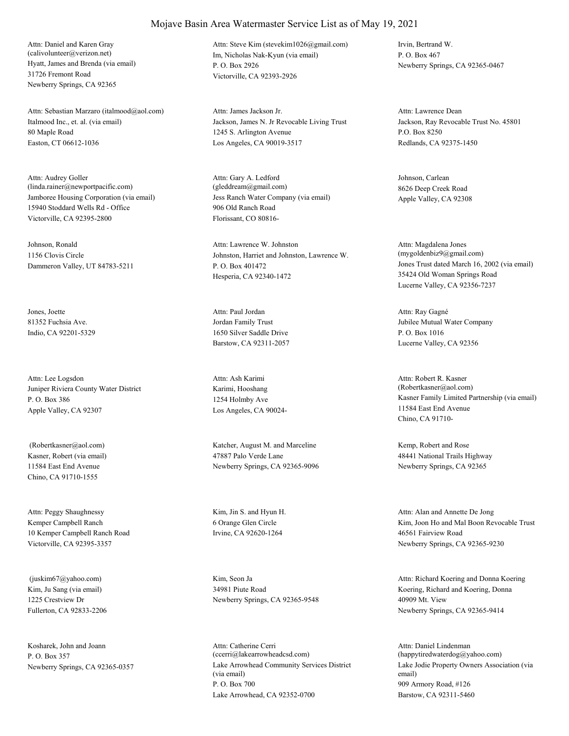# Mojave Basin Area Watermaster Service List as of May 19, 2021

Attn: Daniel and Karen Gray
(calivolunteer@verizon.net)
Hyatt, James and Brenda (via email)
31726 Fremont Road
Newberry Springs, CA 92365

Attn: Steve Kim (stevekim1026@gmail.com)
Im, Nicholas Nak-Kyun (via email)
P. O. Box 2926
Victorville, CA 92393-2926

Irvin, Bertrand W.
P. O. Box 467
Newberry Springs, CA 92365-0467

Attn: Sebastian Marzaro (italmood@aol.com)
Italmood Inc., et. al. (via email)
80 Maple Road
Easton, CT 06612-1036

Attn: James Jackson Jr.
Jackson, James N. Jr Revocable Living Trust
1245 S. Arlington Avenue
Los Angeles, CA 90019-3517

Attn: Lawrence Dean
Jackson, Ray Revocable Trust No. 45801
P.O. Box 8250
Redlands, CA 92375-1450

Attn: Audrey Goller
(linda.rainer@newportpacific.com)
Jamboree Housing Corporation (via email)
15940 Stoddard Wells Rd - Office
Victorville, CA 92395-2800

Attn: Gary A. Ledford
(gleddream@gmail.com)
Jess Ranch Water Company (via email)
906 Old Ranch Road
Florissant, CO 80816-

Johnson, Carlean
8626 Deep Creek Road
Apple Valley, CA 92308

Johnson, Ronald
1156 Clovis Circle
Dammeron Valley, UT 84783-5211

Attn: Lawrence W. Johnston
Johnston, Harriet and Johnston, Lawrence W.
P. O. Box 401472
Hesperia, CA 92340-1472

Attn: Magdalena Jones
(mygoldenbiz9@gmail.com)
Jones Trust dated March 16, 2002 (via email)
35424 Old Woman Springs Road
Lucerne Valley, CA 92356-7237

Jones, Joette
81352 Fuchsia Ave.
Indio, CA 92201-5329

Attn: Paul Jordan
Jordan Family Trust
1650 Silver Saddle Drive
Barstow, CA 92311-2057

Attn: Ray Gagné
Jubilee Mutual Water Company
P. O. Box 1016
Lucerne Valley, CA 92356

Attn: Lee Logsdon
Juniper Riviera County Water District
P. O. Box 386
Apple Valley, CA 92307

Attn: Ash Karimi
Karimi, Hooshang
1254 Holmby Ave
Los Angeles, CA 90024-

Attn: Robert R. Kasner
(Robertkasner@aol.com)
Kasner Family Limited Partnership (via email)
11584 East End Avenue
Chino, CA 91710-

(Robertkasner@aol.com)
Kasner, Robert (via email)
11584 East End Avenue
Chino, CA 91710-1555

Katcher, August M. and Marceline
47887 Palo Verde Lane
Newberry Springs, CA 92365-9096

Kemp, Robert and Rose
48441 National Trails Highway
Newberry Springs, CA 92365

Attn: Peggy Shaughnessy
Kemper Campbell Ranch
10 Kemper Campbell Ranch Road
Victorville, CA 92395-3357

Kim, Jin S. and Hyun H.
6 Orange Glen Circle
Irvine, CA 92620-1264

Attn: Alan and Annette De Jong
Kim, Joon Ho and Mal Boon Revocable Trust
46561 Fairview Road
Newberry Springs, CA 92365-9230

(juskim67@yahoo.com)
Kim, Ju Sang (via email)
1225 Crestview Dr
Fullerton, CA 92833-2206

Kim, Seon Ja
34981 Piute Road
Newberry Springs, CA 92365-9548

Attn: Richard Koering and Donna Koering
Koering, Richard and Koering, Donna
40909 Mt. View
Newberry Springs, CA 92365-9414

Kosharek, John and Joann
P. O. Box 357
Newberry Springs, CA 92365-0357

Attn: Catherine Cerri
(ccerri@lakearrowheadcsd.com)
Lake Arrowhead Community Services District (via email)
P. O. Box 700
Lake Arrowhead, CA 92352-0700

Attn: Daniel Lindenman
(happytiredwaterdog@yahoo.com)
Lake Jodie Property Owners Association (via email)
909 Armory Road, #126
Barstow, CA 92311-5460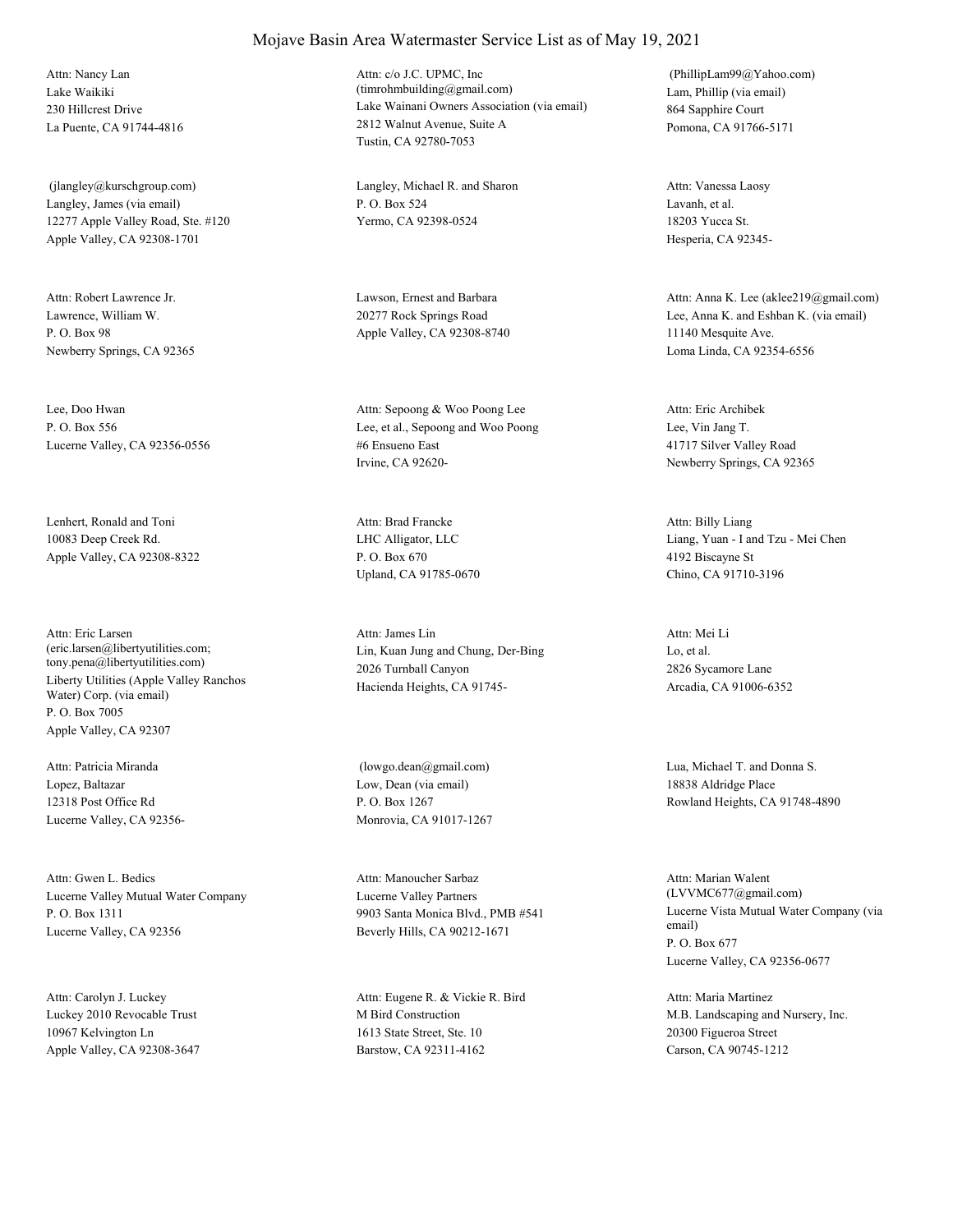# Mojave Basin Area Watermaster Service List as of May 19, 2021

Attn: Nancy Lan
Lake Waikiki
230 Hillcrest Drive
La Puente, CA 91744-4816

Attn: c/o J.C. UPMC, Inc
(timrohmbuilding@gmail.com)
Lake Wainani Owners Association (via email)
2812 Walnut Avenue, Suite A
Tustin, CA 92780-7053

(PhillipLam99@Yahoo.com)
Lam, Phillip (via email)
864 Sapphire Court
Pomona, CA 91766-5171

(jlangley@kurschgroup.com)
Langley, James (via email)
12277 Apple Valley Road, Ste. #120
Apple Valley, CA 92308-1701

Langley, Michael R. and Sharon
P. O. Box 524
Yermo, CA 92398-0524

Attn: Vanessa Laosy
Lavanh, et al.
18203 Yucca St.
Hesperia, CA 92345-

Attn: Robert Lawrence Jr.
Lawrence, William W.
P. O. Box 98
Newberry Springs, CA 92365

Lawson, Ernest and Barbara
20277 Rock Springs Road
Apple Valley, CA 92308-8740

Attn: Anna K. Lee (aklee219@gmail.com)
Lee, Anna K. and Eshban K. (via email)
11140 Mesquite Ave.
Loma Linda, CA 92354-6556

Lee, Doo Hwan
P. O. Box 556
Lucerne Valley, CA 92356-0556

Attn: Sepoong & Woo Poong Lee
Lee, et al., Sepoong and Woo Poong
#6 Ensueno East
Irvine, CA 92620-

Attn: Eric Archibek
Lee, Vin Jang T.
41717 Silver Valley Road
Newberry Springs, CA 92365

Lenhert, Ronald and Toni
10083 Deep Creek Rd.
Apple Valley, CA 92308-8322

Attn: Brad Francke
LHC Alligator, LLC
P. O. Box 670
Upland, CA 91785-0670

Attn: Billy Liang
Liang, Yuan - I and Tzu - Mei Chen
4192 Biscayne St
Chino, CA 91710-3196

Attn: Eric Larsen
(eric.larsen@libertyutilities.com;
tony.pena@libertyutilities.com)
Liberty Utilities (Apple Valley Ranchos Water) Corp. (via email)
P. O. Box 7005
Apple Valley, CA 92307

Attn: James Lin
Lin, Kuan Jung and Chung, Der-Bing
2026 Turnball Canyon
Hacienda Heights, CA 91745-

Attn: Mei Li
Lo, et al.
2826 Sycamore Lane
Arcadia, CA 91006-6352

Attn: Patricia Miranda
Lopez, Baltazar
12318 Post Office Rd
Lucerne Valley, CA 92356-

(lowgo.dean@gmail.com)
Low, Dean (via email)
P. O. Box 1267
Monrovia, CA 91017-1267

Lua, Michael T. and Donna S.
18838 Aldridge Place
Rowland Heights, CA 91748-4890

Attn: Gwen L. Bedics
Lucerne Valley Mutual Water Company
P. O. Box 1311
Lucerne Valley, CA 92356

Attn: Manoucher Sarbaz
Lucerne Valley Partners
9903 Santa Monica Blvd., PMB #541
Beverly Hills, CA 90212-1671

Attn: Marian Walent
(LVVMC677@gmail.com)
Lucerne Vista Mutual Water Company (via email)
P. O. Box 677
Lucerne Valley, CA 92356-0677

Attn: Carolyn J. Luckey
Luckey 2010 Revocable Trust
10967 Kelvington Ln
Apple Valley, CA 92308-3647

Attn: Eugene R. & Vickie R. Bird
M Bird Construction
1613 State Street, Ste. 10
Barstow, CA 92311-4162

Attn: Maria Martinez
M.B. Landscaping and Nursery, Inc.
20300 Figueroa Street
Carson, CA 90745-1212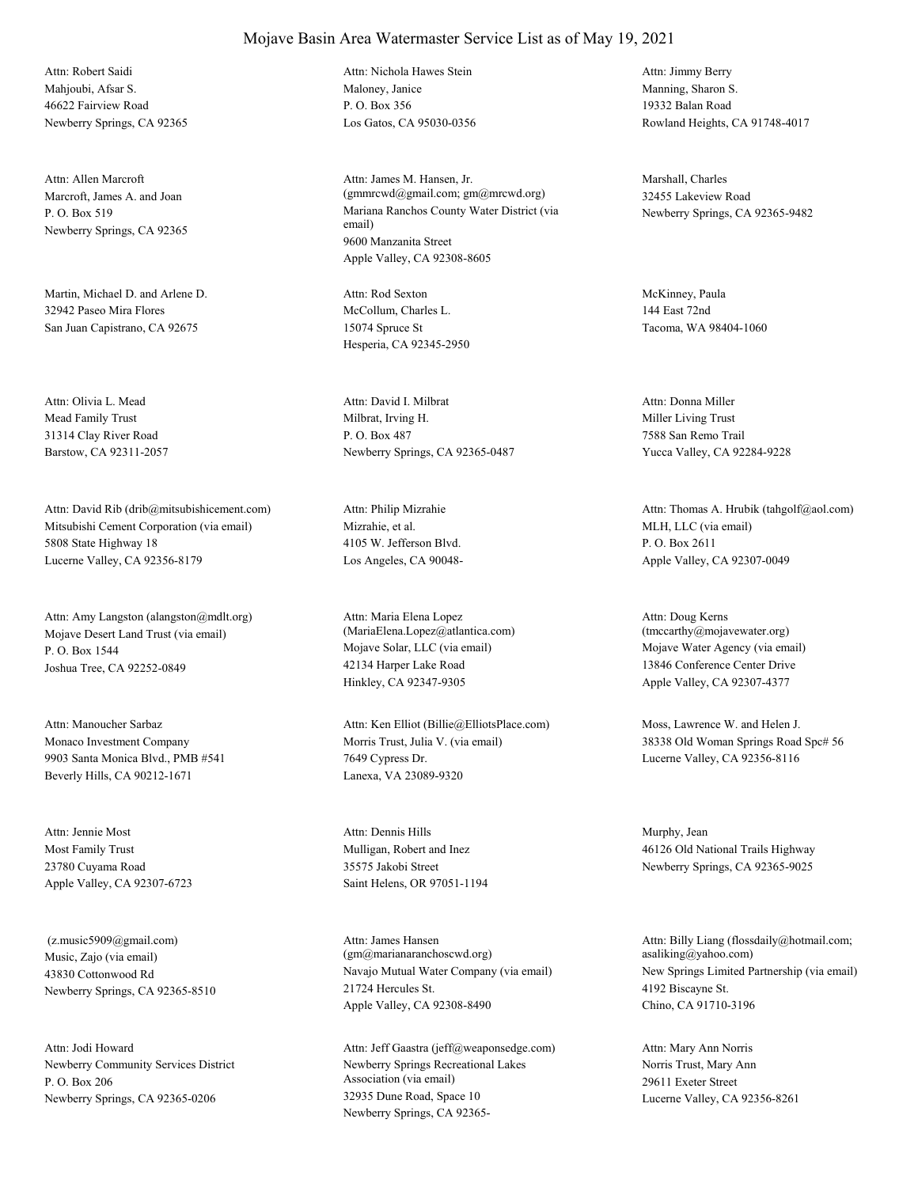# Mojave Basin Area Watermaster Service List as of May 19, 2021

Attn: Robert Saidi
Mahjoubi, Afsar S.
46622 Fairview Road
Newberry Springs, CA 92365

Attn: Nichola Hawes Stein
Maloney, Janice
P. O. Box 356
Los Gatos, CA 95030-0356

Attn: Jimmy Berry
Manning, Sharon S.
19332 Balan Road
Rowland Heights, CA 91748-4017

Attn: Allen Marcroft
Marcroft, James A. and Joan
P. O. Box 519
Newberry Springs, CA 92365

Attn: James M. Hansen, Jr.
(gmmrcwd@gmail.com; gm@mrcwd.org)
Mariana Ranchos County Water District (via email)
9600 Manzanita Street
Apple Valley, CA 92308-8605

Marshall, Charles
32455 Lakeview Road
Newberry Springs, CA 92365-9482

Martin, Michael D. and Arlene D.
32942 Paseo Mira Flores
San Juan Capistrano, CA 92675

Attn: Rod Sexton
McCollum, Charles L.
15074 Spruce St
Hesperia, CA 92345-2950

McKinney, Paula
144 East 72nd
Tacoma, WA 98404-1060

Attn: Olivia L. Mead
Mead Family Trust
31314 Clay River Road
Barstow, CA 92311-2057

Attn: David I. Milbrat
Milbrat, Irving H.
P. O. Box 487
Newberry Springs, CA 92365-0487

Attn: Donna Miller
Miller Living Trust
7588 San Remo Trail
Yucca Valley, CA 92284-9228

Attn: David Rib (drib@mitsubishicement.com)
Mitsubishi Cement Corporation (via email)
5808 State Highway 18
Lucerne Valley, CA 92356-8179

Attn: Philip Mizrahie
Mizrahie, et al.
4105 W. Jefferson Blvd.
Los Angeles, CA 90048-

Attn: Thomas A. Hrubik (tahgolf@aol.com)
MLH, LLC (via email)
P. O. Box 2611
Apple Valley, CA 92307-0049

Attn: Amy Langston (alangston@mdlt.org)
Mojave Desert Land Trust (via email)
P. O. Box 1544
Joshua Tree, CA 92252-0849

Attn: Maria Elena Lopez
(MariaElena.Lopez@atlantica.com)
Mojave Solar, LLC (via email)
42134 Harper Lake Road
Hinkley, CA 92347-9305

Attn: Doug Kerns
(tmccarthy@mojavewater.org)
Mojave Water Agency (via email)
13846 Conference Center Drive
Apple Valley, CA 92307-4377

Attn: Manoucher Sarbaz
Monaco Investment Company
9903 Santa Monica Blvd., PMB #541
Beverly Hills, CA 90212-1671

Attn: Ken Elliot (Billie@ElliotsPlace.com)
Morris Trust, Julia V. (via email)
7649 Cypress Dr.
Lanexa, VA 23089-9320

Moss, Lawrence W. and Helen J.
38338 Old Woman Springs Road Spc# 56
Lucerne Valley, CA 92356-8116

Attn: Jennie Most
Most Family Trust
23780 Cuyama Road
Apple Valley, CA 92307-6723

Attn: Dennis Hills
Mulligan, Robert and Inez
35575 Jakobi Street
Saint Helens, OR 97051-1194

Murphy, Jean
46126 Old National Trails Highway
Newberry Springs, CA 92365-9025

(z.music5909@gmail.com)
Music, Zajo (via email)
43830 Cottonwood Rd
Newberry Springs, CA 92365-8510

Attn: James Hansen
(gm@marianaranchoscwd.org)
Navajo Mutual Water Company (via email)
21724 Hercules St.
Apple Valley, CA 92308-8490

Attn: Billy Liang (flossdaily@hotmail.com; asaliking@yahoo.com)
New Springs Limited Partnership (via email)
4192 Biscayne St.
Chino, CA 91710-3196

Attn: Jodi Howard
Newberry Community Services District
P. O. Box 206
Newberry Springs, CA 92365-0206

Attn: Jeff Gaastra (jeff@weaponsedge.com)
Newberry Springs Recreational Lakes Association (via email)
32935 Dune Road, Space 10
Newberry Springs, CA 92365-

Attn: Mary Ann Norris
Norris Trust, Mary Ann
29611 Exeter Street
Lucerne Valley, CA 92356-8261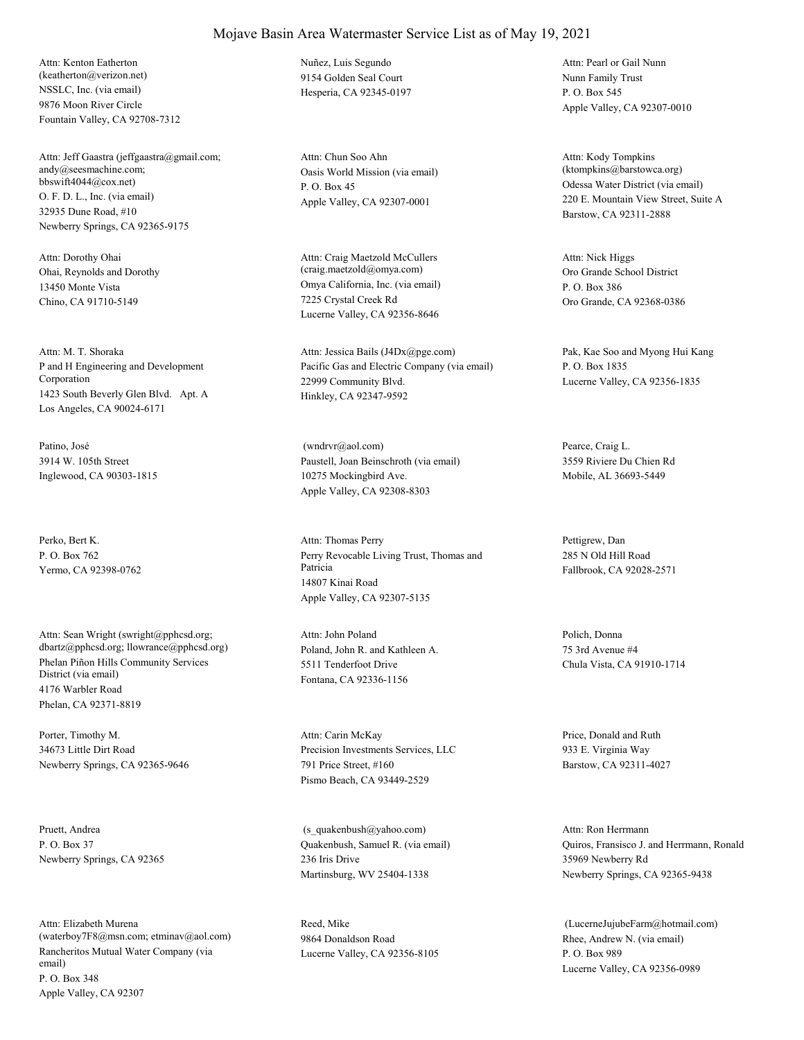# Mojave Basin Area Watermaster Service List as of May 19, 2021

Attn: Kenton Eatherton
(keatherton@verizon.net)
NSSLC, Inc. (via email)
9876 Moon River Circle
Fountain Valley, CA 92708-7312

Nuñez, Luis Segundo
9154 Golden Seal Court
Hesperia, CA 92345-0197

Attn: Pearl or Gail Nunn
Nunn Family Trust
P. O. Box 545
Apple Valley, CA 92307-0010

Attn: Jeff Gaastra (jeffgaastra@gmail.com; andy@seesmachine.com; bbswift4044@cox.net)
O. F. D. L., Inc. (via email)
32935 Dune Road, #10
Newberry Springs, CA 92365-9175

Attn: Chun Soo Ahn
Oasis World Mission (via email)
P. O. Box 45
Apple Valley, CA 92307-0001

Attn: Kody Tompkins
(ktompkins@barstowca.org)
Odessa Water District (via email)
220 E. Mountain View Street, Suite A
Barstow, CA 92311-2888

Attn: Dorothy Ohai
Ohai, Reynolds and Dorothy
13450 Monte Vista
Chino, CA 91710-5149

Attn: Craig Maetzold McCullers
(craig.maetzold@omya.com)
Omya California, Inc. (via email)
7225 Crystal Creek Rd
Lucerne Valley, CA 92356-8646

Attn: Nick Higgs
Oro Grande School District
P. O. Box 386
Oro Grande, CA 92368-0386

Attn: M. T. Shoraka
P and H Engineering and Development Corporation
1423 South Beverly Glen Blvd. Apt. A
Los Angeles, CA 90024-6171

Attn: Jessica Bails (J4Dx@pge.com)
Pacific Gas and Electric Company (via email)
22999 Community Blvd.
Hinkley, CA 92347-9592

Pak, Kae Soo and Myong Hui Kang
P. O. Box 1835
Lucerne Valley, CA 92356-1835

Patino, José
3914 W. 105th Street
Inglewood, CA 90303-1815

(wndrvr@aol.com)
Paustell, Joan Beinschroth (via email)
10275 Mockingbird Ave.
Apple Valley, CA 92308-8303

Pearce, Craig L.
3559 Riviere Du Chien Rd
Mobile, AL 36693-5449

Perko, Bert K.
P. O. Box 762
Yermo, CA 92398-0762

Attn: Thomas Perry
Perry Revocable Living Trust, Thomas and Patricia
14807 Kinai Road
Apple Valley, CA 92307-5135

Pettigrew, Dan
285 N Old Hill Road
Fallbrook, CA 92028-2571

Attn: Sean Wright (swright@pphcsd.org; dbartz@pphcsd.org; llowrance@pphcsd.org)
Phelan Piñon Hills Community Services District (via email)
4176 Warbler Road
Phelan, CA 92371-8819

Attn: John Poland
Poland, John R. and Kathleen A.
5511 Tenderfoot Drive
Fontana, CA 92336-1156

Polich, Donna
75 3rd Avenue #4
Chula Vista, CA 91910-1714

Porter, Timothy M.
34673 Little Dirt Road
Newberry Springs, CA 92365-9646

Attn: Carin McKay
Precision Investments Services, LLC
791 Price Street, #160
Pismo Beach, CA 93449-2529

Price, Donald and Ruth
933 E. Virginia Way
Barstow, CA 92311-4027

Pruett, Andrea
P. O. Box 37
Newberry Springs, CA 92365

(s_quakenbush@yahoo.com)
Quakenbush, Samuel R. (via email)
236 Iris Drive
Martinsburg, WV 25404-1338

Attn: Ron Herrmann
Quiros, Fransisco J. and Herrmann, Ronald
35969 Newberry Rd
Newberry Springs, CA 92365-9438

Attn: Elizabeth Murena
(waterboy7F8@msn.com; etminav@aol.com)
Rancheritos Mutual Water Company (via email)
P. O. Box 348
Apple Valley, CA 92307

Reed, Mike
9864 Donaldson Road
Lucerne Valley, CA 92356-8105

(LucerneJujubeFarm@hotmail.com)
Rhee, Andrew N. (via email)
P. O. Box 989
Lucerne Valley, CA 92356-0989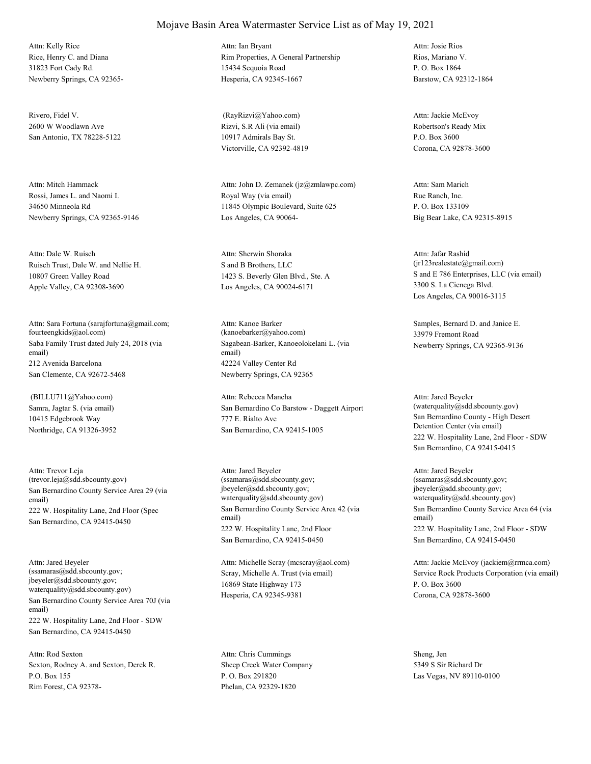# Mojave Basin Area Watermaster Service List as of May 19, 2021

Attn: Kelly Rice
Rice, Henry C. and Diana
31823 Fort Cady Rd.
Newberry Springs, CA 92365-

Attn: Ian Bryant
Rim Properties, A General Partnership
15434 Sequoia Road
Hesperia, CA 92345-1667

Attn: Josie Rios
Rios, Mariano V.
P. O. Box 1864
Barstow, CA 92312-1864

Rivero, Fidel V.
2600 W Woodlawn Ave
San Antonio, TX 78228-5122

(RayRizvi@Yahoo.com)
Rizvi, S.R Ali (via email)
10917 Admirals Bay St.
Victorville, CA 92392-4819

Attn: Jackie McEvoy
Robertson's Ready Mix
P.O. Box 3600
Corona, CA 92878-3600

Attn: Mitch Hammack
Rossi, James L. and Naomi I.
34650 Minneola Rd
Newberry Springs, CA 92365-9146

Attn: John D. Zemanek (jz@zmlawpc.com)
Royal Way (via email)
11845 Olympic Boulevard, Suite 625
Los Angeles, CA 90064-

Attn: Sam Marich
Rue Ranch, Inc.
P. O. Box 133109
Big Bear Lake, CA 92315-8915

Attn: Dale W. Ruisch
Ruisch Trust, Dale W. and Nellie H.
10807 Green Valley Road
Apple Valley, CA 92308-3690

Attn: Sherwin Shoraka
S and B Brothers, LLC
1423 S. Beverly Glen Blvd., Ste. A
Los Angeles, CA 90024-6171

Attn: Jafar Rashid
(jr123realestate@gmail.com)
S and E 786 Enterprises, LLC (via email)
3300 S. La Cienega Blvd.
Los Angeles, CA 90016-3115

Attn: Sara Fortuna (sarajfortuna@gmail.com; fourteengkids@aol.com)
Saba Family Trust dated July 24, 2018 (via email)
212 Avenida Barcelona
San Clemente, CA 92672-5468

Attn: Kanoe Barker
(kanoebarker@yahoo.com)
Sagabean-Barker, Kanoeolokelani L. (via email)
42224 Valley Center Rd
Newberry Springs, CA 92365

Samples, Bernard D. and Janice E.
33979 Fremont Road
Newberry Springs, CA 92365-9136

(BILLU711@Yahoo.com)
Samra, Jagtar S. (via email)
10415 Edgebrook Way
Northridge, CA 91326-3952

Attn: Rebecca Mancha
San Bernardino Co Barstow - Daggett Airport
777 E. Rialto Ave
San Bernardino, CA 92415-1005

Attn: Jared Beyeler
(waterquality@sdd.sbcounty.gov)
San Bernardino County - High Desert Detention Center (via email)
222 W. Hospitality Lane, 2nd Floor - SDW
San Bernardino, CA 92415-0415

Attn: Trevor Leja
(trevor.leja@sdd.sbcounty.gov)
San Bernardino County Service Area 29 (via email)
222 W. Hospitality Lane, 2nd Floor (Spec
San Bernardino, CA 92415-0450

Attn: Jared Beyeler
(ssamaras@sdd.sbcounty.gov; jbeyeler@sdd.sbcounty.gov; waterquality@sdd.sbcounty.gov)
San Bernardino County Service Area 42 (via email)
222 W. Hospitality Lane, 2nd Floor
San Bernardino, CA 92415-0450

Attn: Jared Beyeler
(ssamaras@sdd.sbcounty.gov; jbeyeler@sdd.sbcounty.gov; waterquality@sdd.sbcounty.gov)
San Bernardino County Service Area 64 (via email)
222 W. Hospitality Lane, 2nd Floor - SDW
San Bernardino, CA 92415-0450

Attn: Jared Beyeler
(ssamaras@sdd.sbcounty.gov; jbeyeler@sdd.sbcounty.gov; waterquality@sdd.sbcounty.gov)
San Bernardino County Service Area 70J (via email)
222 W. Hospitality Lane, 2nd Floor - SDW
San Bernardino, CA 92415-0450

Attn: Michelle Scray (mcscray@aol.com)
Scray, Michelle A. Trust (via email)
16869 State Highway 173
Hesperia, CA 92345-9381

Attn: Jackie McEvoy (jackiem@rrmca.com)
Service Rock Products Corporation (via email)
P. O. Box 3600
Corona, CA 92878-3600

Attn: Rod Sexton
Sexton, Rodney A. and Sexton, Derek R.
P.O. Box 155
Rim Forest, CA 92378-

Attn: Chris Cummings
Sheep Creek Water Company
P. O. Box 291820
Phelan, CA 92329-1820

Sheng, Jen
5349 S Sir Richard Dr
Las Vegas, NV 89110-0100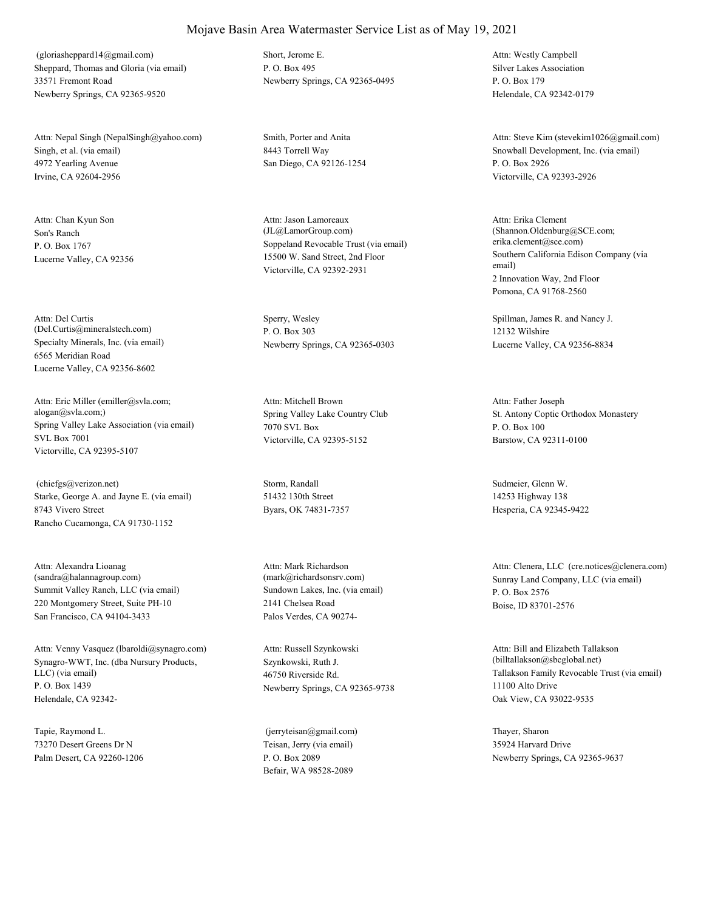# Mojave Basin Area Watermaster Service List as of May 19, 2021

(gloriasheppard14@gmail.com)
Sheppard, Thomas and Gloria (via email)
33571 Fremont Road
Newberry Springs, CA 92365-9520

Short, Jerome E.
P. O. Box 495
Newberry Springs, CA 92365-0495

Attn: Westly Campbell
Silver Lakes Association
P. O. Box 179
Helendale, CA 92342-0179

Attn: Nepal Singh (NepalSingh@yahoo.com)
Singh, et al. (via email)
4972 Yearling Avenue
Irvine, CA 92604-2956

Smith, Porter and Anita
8443 Torrell Way
San Diego, CA 92126-1254

Attn: Steve Kim (stevekim1026@gmail.com)
Snowball Development, Inc. (via email)
P. O. Box 2926
Victorville, CA 92393-2926

Attn: Chan Kyun Son
Son's Ranch
P. O. Box 1767
Lucerne Valley, CA 92356

Attn: Jason Lamoreaux
(JL@LamorGroup.com)
Soppeland Revocable Trust (via email)
15500 W. Sand Street, 2nd Floor
Victorville, CA 92392-2931

Attn: Erika Clement
(Shannon.Oldenburg@SCE.com; erika.clement@sce.com)
Southern California Edison Company (via email)
2 Innovation Way, 2nd Floor
Pomona, CA 91768-2560

Attn: Del Curtis
(Del.Curtis@mineralstech.com)
Specialty Minerals, Inc. (via email)
6565 Meridian Road
Lucerne Valley, CA 92356-8602

Sperry, Wesley
P. O. Box 303
Newberry Springs, CA 92365-0303

Spillman, James R. and Nancy J.
12132 Wilshire
Lucerne Valley, CA 92356-8834

Attn: Eric Miller (emiller@svla.com; alogan@svla.com;)
Spring Valley Lake Association (via email)
SVL Box 7001
Victorville, CA 92395-5107

Attn: Mitchell Brown
Spring Valley Lake Country Club
7070 SVL Box
Victorville, CA 92395-5152

Attn: Father Joseph
St. Antony Coptic Orthodox Monastery
P. O. Box 100
Barstow, CA 92311-0100

(chiefgs@verizon.net)
Starke, George A. and Jayne E. (via email)
8743 Vivero Street
Rancho Cucamonga, CA 91730-1152

Storm, Randall
51432 130th Street
Byars, OK 74831-7357

Sudmeier, Glenn W.
14253 Highway 138
Hesperia, CA 92345-9422

Attn: Alexandra Lioanag
(sandra@halannagroup.com)
Summit Valley Ranch, LLC (via email)
220 Montgomery Street, Suite PH-10
San Francisco, CA 94104-3433

Attn: Mark Richardson
(mark@richardsonsrv.com)
Sundown Lakes, Inc. (via email)
2141 Chelsea Road
Palos Verdes, CA 90274-

Attn: Clenera, LLC (cre.notices@clenera.com)
Sunray Land Company, LLC (via email)
P. O. Box 2576
Boise, ID 83701-2576

Attn: Venny Vasquez (lbaroldi@synagro.com)
Synagro-WWT, Inc. (dba Nursury Products, LLC) (via email)
P. O. Box 1439
Helendale, CA 92342-

Attn: Russell Szynkowski
Szynkowski, Ruth J.
46750 Riverside Rd.
Newberry Springs, CA 92365-9738

Attn: Bill and Elizabeth Tallakson
(billtallakson@sbcglobal.net)
Tallakson Family Revocable Trust (via email)
11100 Alto Drive
Oak View, CA 93022-9535

Tapie, Raymond L.
73270 Desert Greens Dr N
Palm Desert, CA 92260-1206

(jerryteisan@gmail.com)
Teisan, Jerry (via email)
P. O. Box 2089
Befair, WA 98528-2089

Thayer, Sharon
35924 Harvard Drive
Newberry Springs, CA 92365-9637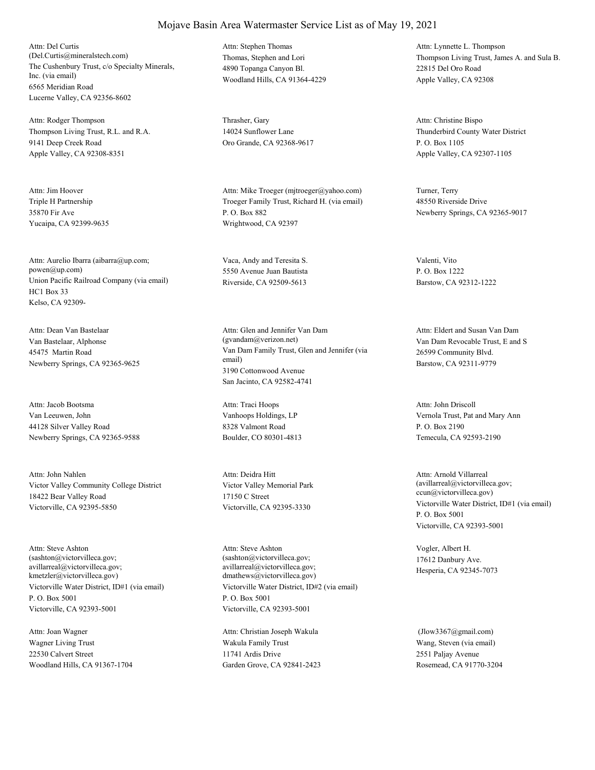# Mojave Basin Area Watermaster Service List as of May 19, 2021

Attn: Del Curtis
(Del.Curtis@mineralstech.com)
The Cushenbury Trust, c/o Specialty Minerals, Inc. (via email)
6565 Meridian Road
Lucerne Valley, CA 92356-8602

Attn: Stephen Thomas
Thomas, Stephen and Lori
4890 Topanga Canyon Bl.
Woodland Hills, CA 91364-4229

Attn: Lynnette L. Thompson
Thompson Living Trust, James A. and Sula B.
22815 Del Oro Road
Apple Valley, CA 92308

Attn: Rodger Thompson
Thompson Living Trust, R.L. and R.A.
9141 Deep Creek Road
Apple Valley, CA 92308-8351

Thrasher, Gary
14024 Sunflower Lane
Oro Grande, CA 92368-9617

Attn: Christine Bispo
Thunderbird County Water District
P. O. Box 1105
Apple Valley, CA 92307-1105

Attn: Jim Hoover
Triple H Partnership
35870 Fir Ave
Yucaipa, CA 92399-9635

Attn: Mike Troeger (mjtroeger@yahoo.com)
Troeger Family Trust, Richard H. (via email)
P. O. Box 882
Wrightwood, CA 92397

Turner, Terry
48550 Riverside Drive
Newberry Springs, CA 92365-9017

Attn: Aurelio Ibarra (aibarra@up.com; powen@up.com)
Union Pacific Railroad Company (via email)
HC1 Box 33
Kelso, CA 92309-

Vaca, Andy and Teresita S.
5550 Avenue Juan Bautista
Riverside, CA 92509-5613

Valenti, Vito
P. O. Box 1222
Barstow, CA 92312-1222

Attn: Dean Van Bastelaar
Van Bastelaar, Alphonse
45475 Martin Road
Newberry Springs, CA 92365-9625

Attn: Glen and Jennifer Van Dam
(gvandam@verizon.net)
Van Dam Family Trust, Glen and Jennifer (via email)
3190 Cottonwood Avenue
San Jacinto, CA 92582-4741

Attn: Eldert and Susan Van Dam
Van Dam Revocable Trust, E and S
26599 Community Blvd.
Barstow, CA 92311-9779

Attn: Jacob Bootsma
Van Leeuwen, John
44128 Silver Valley Road
Newberry Springs, CA 92365-9588

Attn: Traci Hoops
Vanhoops Holdings, LP
8328 Valmont Road
Boulder, CO 80301-4813

Attn: John Driscoll
Vernola Trust, Pat and Mary Ann
P. O. Box 2190
Temecula, CA 92593-2190

Attn: John Nahlen
Victor Valley Community College District
18422 Bear Valley Road
Victorville, CA 92395-5850

Attn: Deidra Hitt
Victor Valley Memorial Park
17150 C Street
Victorville, CA 92395-3330

Attn: Arnold Villarreal
(avillarreal@victorvilleca.gov; ccun@victorvilleca.gov)
Victorville Water District, ID#1 (via email)
P. O. Box 5001
Victorville, CA 92393-5001

Attn: Steve Ashton
(sashton@victorvilleca.gov; avillarreal@victorvilleca.gov; kmetzler@victorvilleca.gov)
Victorville Water District, ID#1 (via email)
P. O. Box 5001
Victorville, CA 92393-5001

Attn: Steve Ashton
(sashton@victorvilleca.gov; avillarreal@victorvilleca.gov; dmathews@victorvilleca.gov)
Victorville Water District, ID#2 (via email)
P. O. Box 5001
Victorville, CA 92393-5001

Vogler, Albert H.
17612 Danbury Ave.
Hesperia, CA 92345-7073

Attn: Joan Wagner
Wagner Living Trust
22530 Calvert Street
Woodland Hills, CA 91367-1704

Attn: Christian Joseph Wakula
Wakula Family Trust
11741 Ardis Drive
Garden Grove, CA 92841-2423

(Jlow3367@gmail.com)
Wang, Steven (via email)
2551 Paljay Avenue
Rosemead, CA 91770-3204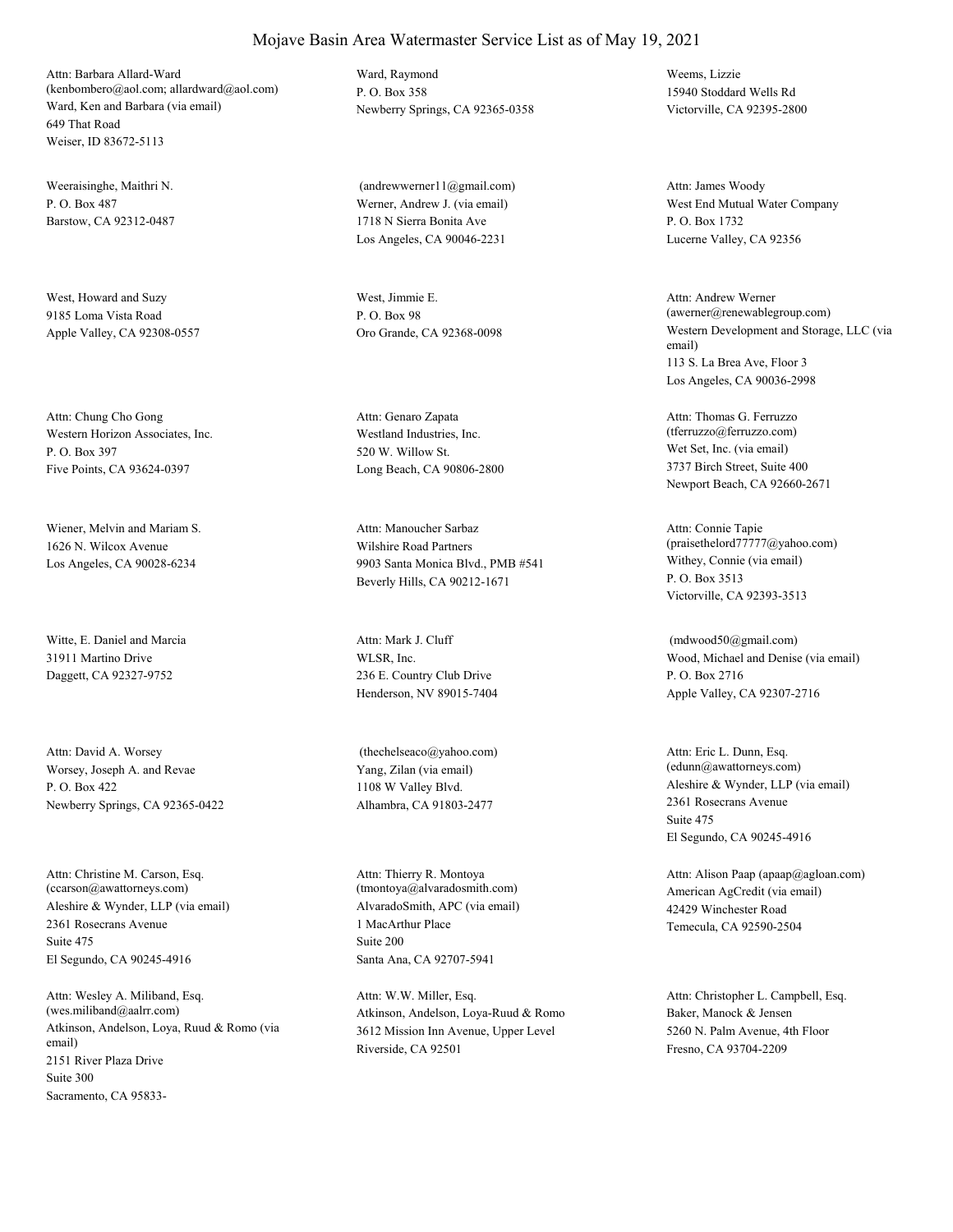# Mojave Basin Area Watermaster Service List as of May 19, 2021

Attn: Barbara Allard-Ward
(kenbombero@aol.com; allardward@aol.com)
Ward, Ken and Barbara (via email)
649 That Road
Weiser, ID 83672-5113

Ward, Raymond
P. O. Box 358
Newberry Springs, CA 92365-0358

Weems, Lizzie
15940 Stoddard Wells Rd
Victorville, CA 92395-2800

Weeraisinghe, Maithri N.
P. O. Box 487
Barstow, CA 92312-0487

(andrewwerner11@gmail.com)
Werner, Andrew J. (via email)
1718 N Sierra Bonita Ave
Los Angeles, CA 90046-2231

Attn: James Woody
West End Mutual Water Company
P. O. Box 1732
Lucerne Valley, CA 92356

West, Howard and Suzy
9185 Loma Vista Road
Apple Valley, CA 92308-0557

West, Jimmie E.
P. O. Box 98
Oro Grande, CA 92368-0098

Attn: Andrew Werner
(awerner@renewablegroup.com)
Western Development and Storage, LLC (via email)
113 S. La Brea Ave, Floor 3
Los Angeles, CA 90036-2998

Attn: Chung Cho Gong
Western Horizon Associates, Inc.
P. O. Box 397
Five Points, CA 93624-0397

Attn: Genaro Zapata
Westland Industries, Inc.
520 W. Willow St.
Long Beach, CA 90806-2800

Attn: Thomas G. Ferruzzo
(tferruzzo@ferruzzo.com)
Wet Set, Inc. (via email)
3737 Birch Street, Suite 400
Newport Beach, CA 92660-2671

Wiener, Melvin and Mariam S.
1626 N. Wilcox Avenue
Los Angeles, CA 90028-6234

Attn: Manoucher Sarbaz
Wilshire Road Partners
9903 Santa Monica Blvd., PMB #541
Beverly Hills, CA 90212-1671

Attn: Connie Tapie
(praisethelord77777@yahoo.com)
Withey, Connie (via email)
P. O. Box 3513
Victorville, CA 92393-3513

Witte, E. Daniel and Marcia
31911 Martino Drive
Daggett, CA 92327-9752

Attn: Mark J. Cluff
WLSR, Inc.
236 E. Country Club Drive
Henderson, NV 89015-7404

(mdwood50@gmail.com)
Wood, Michael and Denise (via email)
P. O. Box 2716
Apple Valley, CA 92307-2716

Attn: David A. Worsey
Worsey, Joseph A. and Revae
P. O. Box 422
Newberry Springs, CA 92365-0422

(thechelseaco@yahoo.com)
Yang, Zilan (via email)
1108 W Valley Blvd.
Alhambra, CA 91803-2477

Attn: Eric L. Dunn, Esq.
(edunn@awattorneys.com)
Aleshire & Wynder, LLP (via email)
2361 Rosecrans Avenue
Suite 475
El Segundo, CA 90245-4916

Attn: Christine M. Carson, Esq.
(ccarson@awattorneys.com)
Aleshire & Wynder, LLP (via email)
2361 Rosecrans Avenue
Suite 475
El Segundo, CA 90245-4916

Attn: Thierry R. Montoya
(tmontoya@alvaradosmith.com)
AlvaradoSmith, APC (via email)
1 MacArthur Place
Suite 200
Santa Ana, CA 92707-5941

Attn: Alison Paap (apaap@agloan.com)
American AgCredit (via email)
42429 Winchester Road
Temecula, CA 92590-2504

Attn: Wesley A. Miliband, Esq.
(wes.miliband@aalrr.com)
Atkinson, Andelson, Loya, Ruud & Romo (via email)
2151 River Plaza Drive
Suite 300
Sacramento, CA 95833-

Attn: W.W. Miller, Esq.
Atkinson, Andelson, Loya-Ruud & Romo
3612 Mission Inn Avenue, Upper Level
Riverside, CA 92501

Attn: Christopher L. Campbell, Esq.
Baker, Manock & Jensen
5260 N. Palm Avenue, 4th Floor
Fresno, CA 93704-2209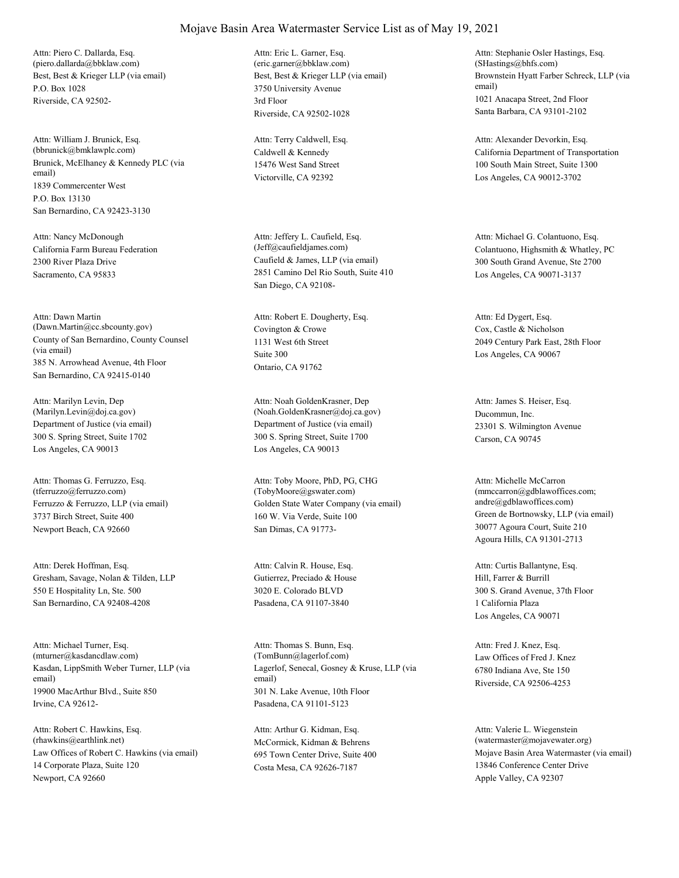# Mojave Basin Area Watermaster Service List as of May 19, 2021

Attn: Piero C. Dallarda, Esq.
(piero.dallarda@bbklaw.com)
Best, Best & Krieger LLP (via email)
P.O. Box 1028
Riverside, CA 92502-

Attn: Eric L. Garner, Esq.
(eric.garner@bbklaw.com)
Best, Best & Krieger LLP (via email)
3750 University Avenue
3rd Floor
Riverside, CA 92502-1028

Attn: Stephanie Osler Hastings, Esq.
(SHastings@bhfs.com)
Brownstein Hyatt Farber Schreck, LLP (via email)
1021 Anacapa Street, 2nd Floor
Santa Barbara, CA 93101-2102

Attn: William J. Brunick, Esq.
(bbrunick@bmklawplc.com)
Brunick, McElhaney & Kennedy PLC (via email)
1839 Commercenter West
P.O. Box 13130
San Bernardino, CA 92423-3130

Attn: Terry Caldwell, Esq.
Caldwell & Kennedy
15476 West Sand Street
Victorville, CA 92392

Attn: Alexander Devorkin, Esq.
California Department of Transportation
100 South Main Street, Suite 1300
Los Angeles, CA 90012-3702

Attn: Nancy McDonough
California Farm Bureau Federation
2300 River Plaza Drive
Sacramento, CA 95833

Attn: Jeffery L. Caufield, Esq.
(Jeff@caufieldjames.com)
Caufield & James, LLP (via email)
2851 Camino Del Rio South, Suite 410
San Diego, CA 92108-

Attn: Michael G. Colantuono, Esq.
Colantuono, Highsmith & Whatley, PC
300 South Grand Avenue, Ste 2700
Los Angeles, CA 90071-3137

Attn: Dawn Martin
(Dawn.Martin@cc.sbcounty.gov)
County of San Bernardino, County Counsel (via email)
385 N. Arrowhead Avenue, 4th Floor
San Bernardino, CA 92415-0140

Attn: Robert E. Dougherty, Esq.
Covington & Crowe
1131 West 6th Street
Suite 300
Ontario, CA 91762

Attn: Ed Dygert, Esq.
Cox, Castle & Nicholson
2049 Century Park East, 28th Floor
Los Angeles, CA 90067

Attn: Marilyn Levin, Dep
(Marilyn.Levin@doj.ca.gov)
Department of Justice (via email)
300 S. Spring Street, Suite 1702
Los Angeles, CA 90013

Attn: Noah GoldenKrasner, Dep
(Noah.GoldenKrasner@doj.ca.gov)
Department of Justice (via email)
300 S. Spring Street, Suite 1700
Los Angeles, CA 90013

Attn: James S. Heiser, Esq.
Ducommun, Inc.
23301 S. Wilmington Avenue
Carson, CA 90745

Attn: Thomas G. Ferruzzo, Esq.
(tferruzzo@ferruzzo.com)
Ferruzzo & Ferruzzo, LLP (via email)
3737 Birch Street, Suite 400
Newport Beach, CA 92660

Attn: Toby Moore, PhD, PG, CHG
(TobyMoore@gswater.com)
Golden State Water Company (via email)
160 W. Via Verde, Suite 100
San Dimas, CA 91773-

Attn: Michelle McCarron
(mmccarron@gdblawoffices.com; andre@gdblawoffices.com)
Green de Bortnowsky, LLP (via email)
30077 Agoura Court, Suite 210
Agoura Hills, CA 91301-2713

Attn: Derek Hoffman, Esq.
Gresham, Savage, Nolan & Tilden, LLP
550 E Hospitality Ln, Ste. 500
San Bernardino, CA 92408-4208

Attn: Calvin R. House, Esq.
Gutierrez, Preciado & House
3020 E. Colorado BLVD
Pasadena, CA 91107-3840

Attn: Curtis Ballantyne, Esq.
Hill, Farrer & Burrill
300 S. Grand Avenue, 37th Floor
1 California Plaza
Los Angeles, CA 90071

Attn: Michael Turner, Esq.
(mturner@kasdancdlaw.com)
Kasdan, LippSmith Weber Turner, LLP (via email)
19900 MacArthur Blvd., Suite 850
Irvine, CA 92612-

Attn: Thomas S. Bunn, Esq.
(TomBunn@lagerlof.com)
Lagerlof, Senecal, Gosney & Kruse, LLP (via email)
301 N. Lake Avenue, 10th Floor
Pasadena, CA 91101-5123

Attn: Fred J. Knez, Esq.
Law Offices of Fred J. Knez
6780 Indiana Ave, Ste 150
Riverside, CA 92506-4253

Attn: Robert C. Hawkins, Esq.
(rhawkins@earthlink.net)
Law Offices of Robert C. Hawkins (via email)
14 Corporate Plaza, Suite 120
Newport, CA 92660

Attn: Arthur G. Kidman, Esq.
McCormick, Kidman & Behrens
695 Town Center Drive, Suite 400
Costa Mesa, CA 92626-7187

Attn: Valerie L. Wiegenstein
(watermaster@mojavewater.org)
Mojave Basin Area Watermaster (via email)
13846 Conference Center Drive
Apple Valley, CA 92307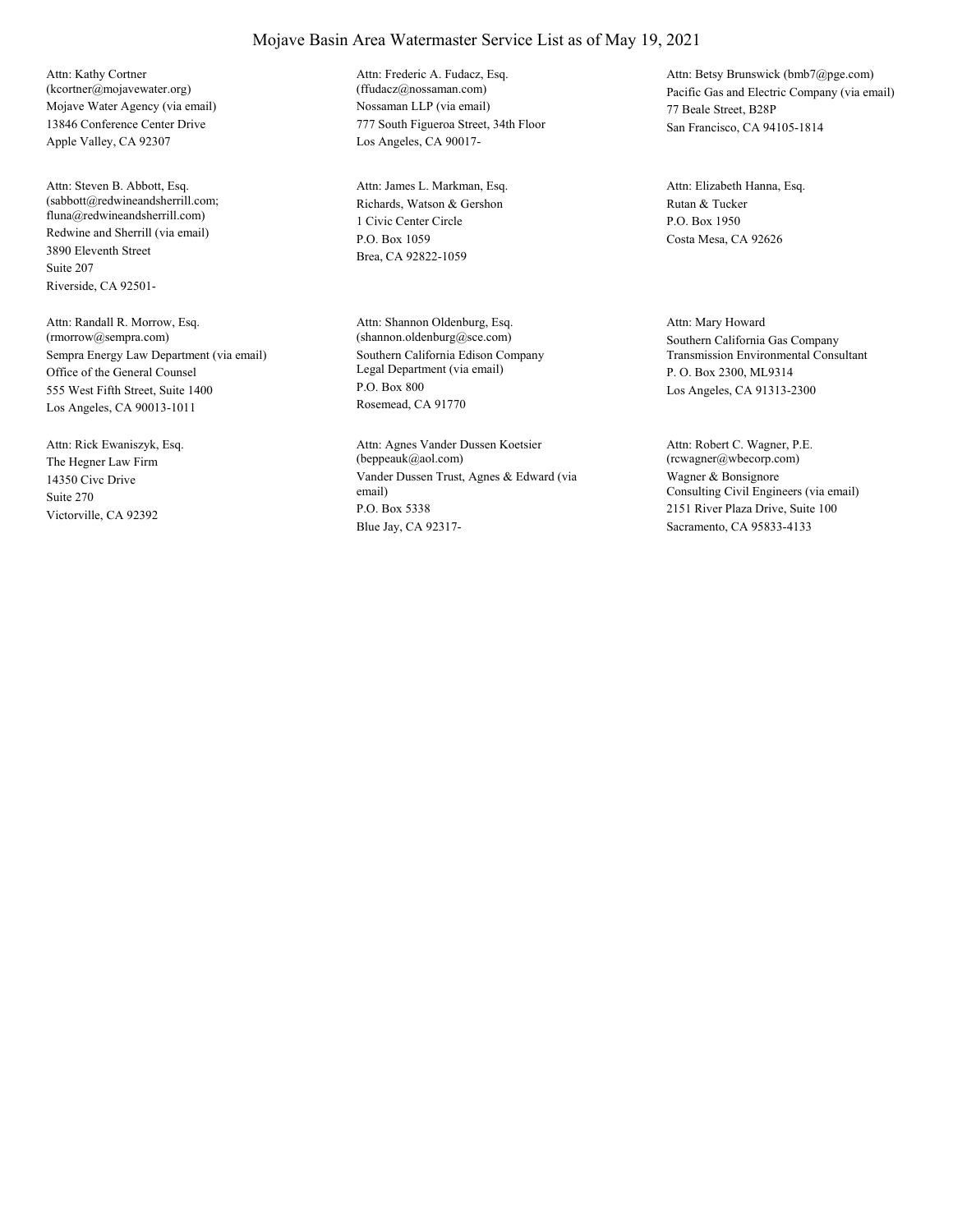# Mojave Basin Area Watermaster Service List as of May 19, 2021

Attn: Kathy Cortner
(kcortner@mojavewater.org)
Mojave Water Agency (via email)
13846 Conference Center Drive
Apple Valley, CA 92307

Attn: Frederic A. Fudacz, Esq.
(ffudacz@nossaman.com)
Nossaman LLP (via email)
777 South Figueroa Street, 34th Floor
Los Angeles, CA 90017-

Attn: Betsy Brunswick (bmb7@pge.com)
Pacific Gas and Electric Company (via email)
77 Beale Street, B28P
San Francisco, CA 94105-1814

Attn: Steven B. Abbott, Esq.
(sabbott@redwineandsherrill.com;
fluna@redwineandsherrill.com)
Redwine and Sherrill (via email)
3890 Eleventh Street
Suite 207
Riverside, CA 92501-

Attn: James L. Markman, Esq.
Richards, Watson & Gershon
1 Civic Center Circle
P.O. Box 1059
Brea, CA 92822-1059

Attn: Elizabeth Hanna, Esq.
Rutan & Tucker
P.O. Box 1950
Costa Mesa, CA 92626

Attn: Randall R. Morrow, Esq.
(rmorrow@sempra.com)
Sempra Energy Law Department (via email)
Office of the General Counsel
555 West Fifth Street, Suite 1400
Los Angeles, CA 90013-1011

Attn: Shannon Oldenburg, Esq.
(shannon.oldenburg@sce.com)
Southern California Edison Company
Legal Department (via email)
P.O. Box 800
Rosemead, CA 91770

Attn: Mary Howard
Southern California Gas Company
Transmission Environmental Consultant
P. O. Box 2300, ML9314
Los Angeles, CA 91313-2300

Attn: Rick Ewaniszyk, Esq.
The Hegner Law Firm
14350 Civc Drive
Suite 270
Victorville, CA 92392

Attn: Agnes Vander Dussen Koetsier
(beppeauk@aol.com)
Vander Dussen Trust, Agnes & Edward (via email)
P.O. Box 5338
Blue Jay, CA 92317-

Attn: Robert C. Wagner, P.E.
(rcwagner@wbecorp.com)
Wagner & Bonsignore
Consulting Civil Engineers (via email)
2151 River Plaza Drive, Suite 100
Sacramento, CA 95833-4133